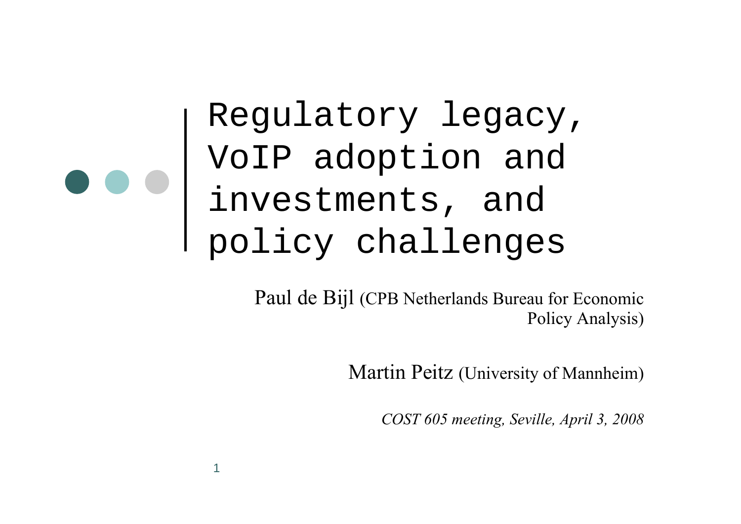# Regulatory legacy, VoIP adoption and investments, and policy challenges

Paul de Bijl (CPB Netherlands Bureau for Economic Policy Analysis)

Martin Peitz (University of Mannheim)

*COST 605 meeting, Seville, April 3, 2008*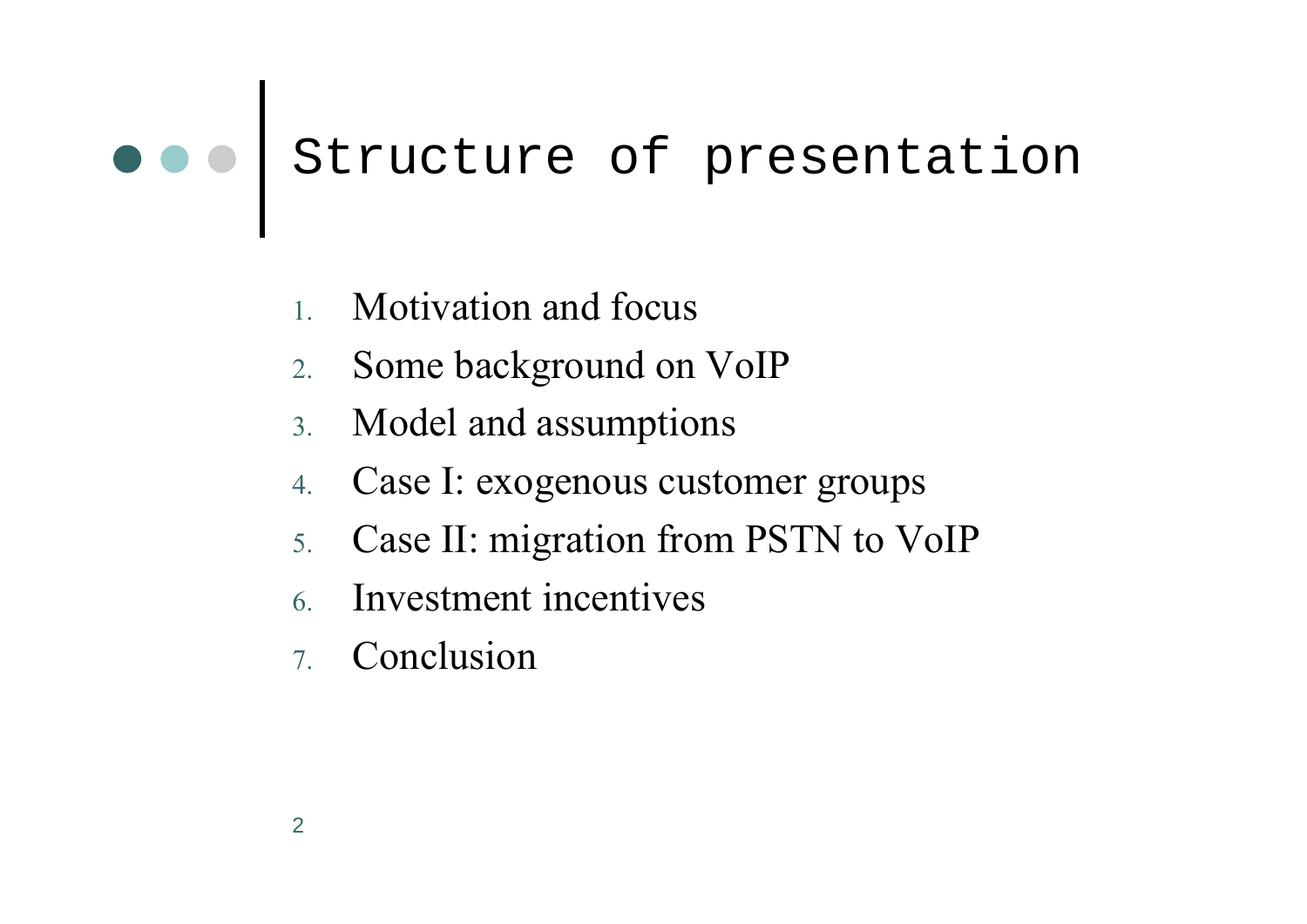# Structure of presentation

1. Motivation and focus
2. Some background on VoIP
3. Model and assumptions
4. Case I: exogenous customer groups
5. Case II: migration from PSTN to VoIP
6. Investment incentives
7. Conclusion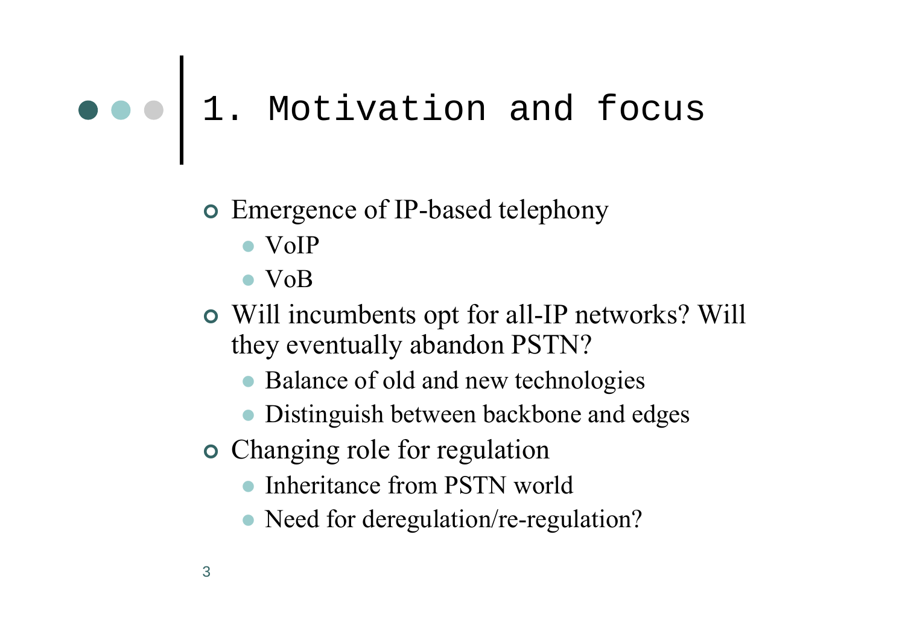# 1. Motivation and focus

- Emergence of IP-based telephony
  - VoIP
  - VoB
- Will incumbents opt for all-IP networks? Will they eventually abandon PSTN?
  - Balance of old and new technologies
  - Distinguish between backbone and edges
- Changing role for regulation
  - Inheritance from PSTN world
  - Need for deregulation/re-regulation?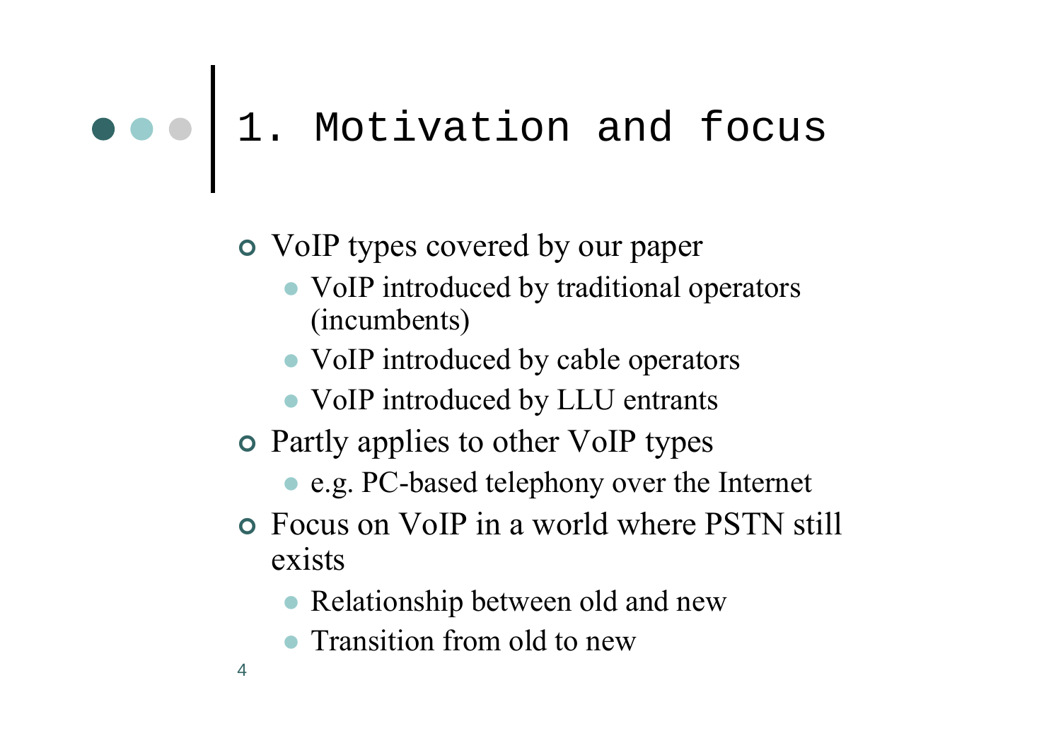# 1. Motivation and focus

- VoIP types covered by our paper
  - VoIP introduced by traditional operators (incumbents)
  - VoIP introduced by cable operators
  - VoIP introduced by LLU entrants
- Partly applies to other VoIP types
  - e.g. PC-based telephony over the Internet
- Focus on VoIP in a world where PSTN still exists
  - Relationship between old and new
  - Transition from old to new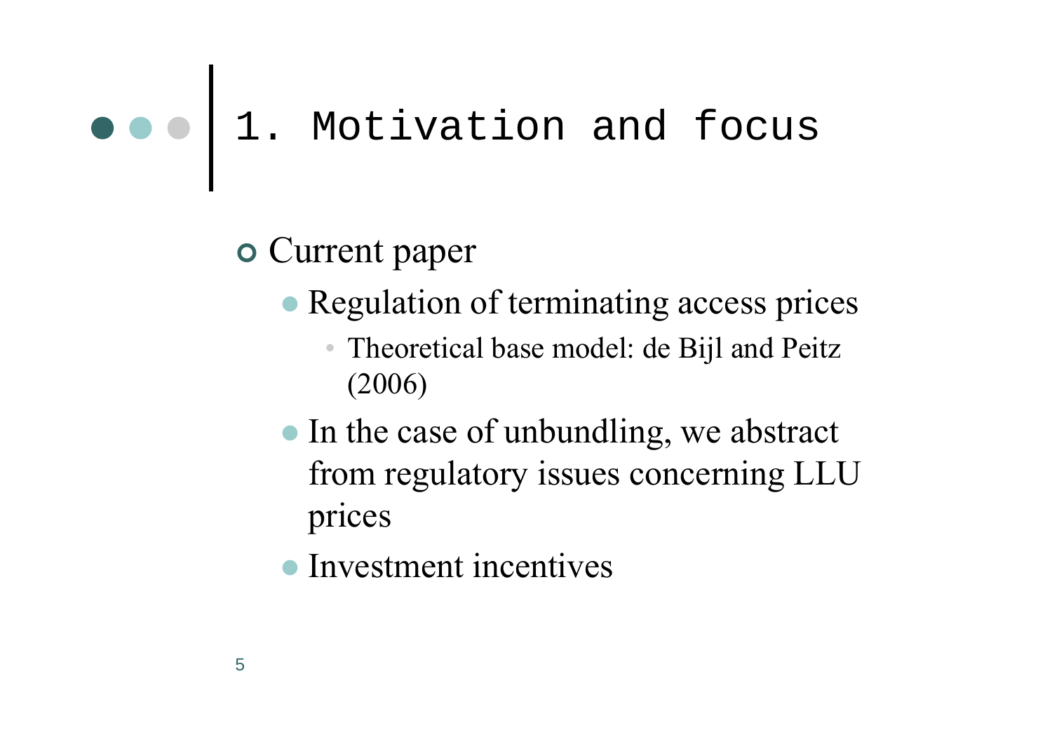# 1. Motivation and focus

- Current paper
  - Regulation of terminating access prices
    - Theoretical base model: de Bijl and Peitz (2006)
  - In the case of unbundling, we abstract from regulatory issues concerning LLU prices
  - Investment incentives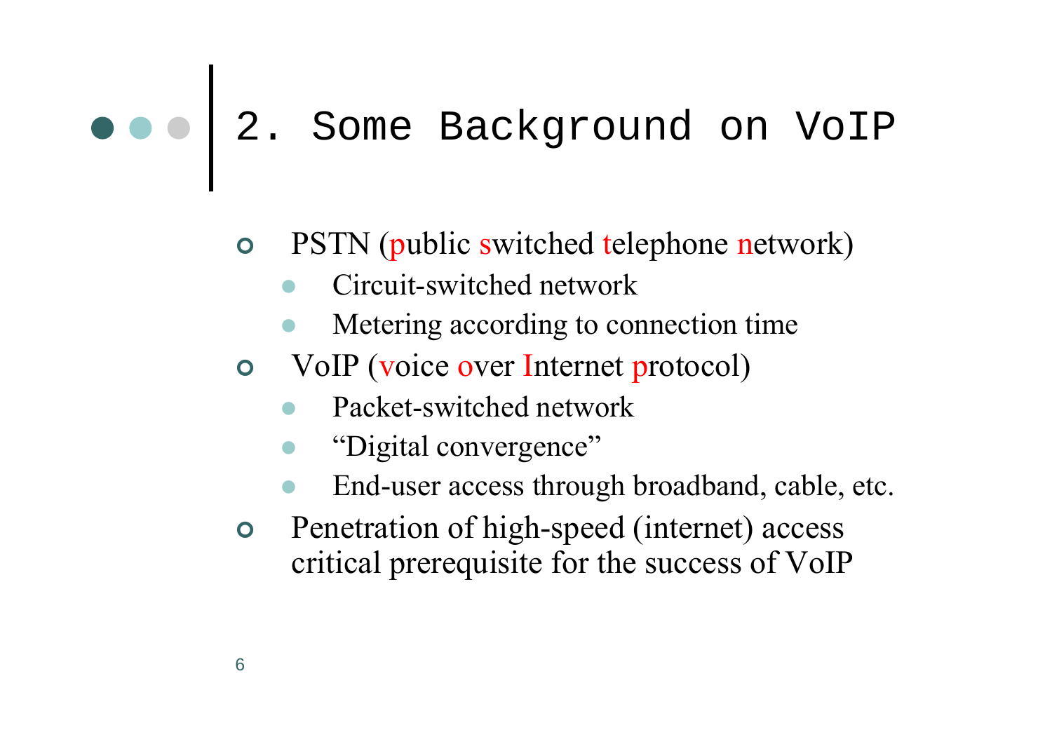# 2. Some Background on VoIP

- PSTN (public switched telephone network)
  - Circuit-switched network
  - Metering according to connection time
- VoIP (voice over Internet protocol)
  - Packet-switched network
  - "Digital convergence"
  - End-user access through broadband, cable, etc.
- Penetration of high-speed (internet) access critical prerequisite for the success of VoIP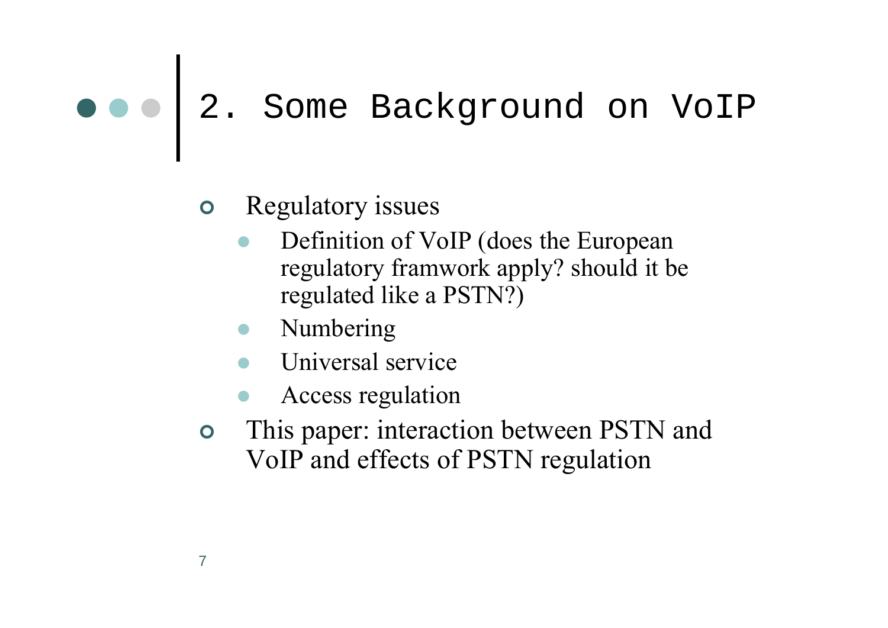# 2. Some Background on VoIP

- Regulatory issues
  - Definition of VoIP (does the European regulatory framwork apply? should it be regulated like a PSTN?)
  - Numbering
  - Universal service
  - Access regulation
- This paper: interaction between PSTN and VoIP and effects of PSTN regulation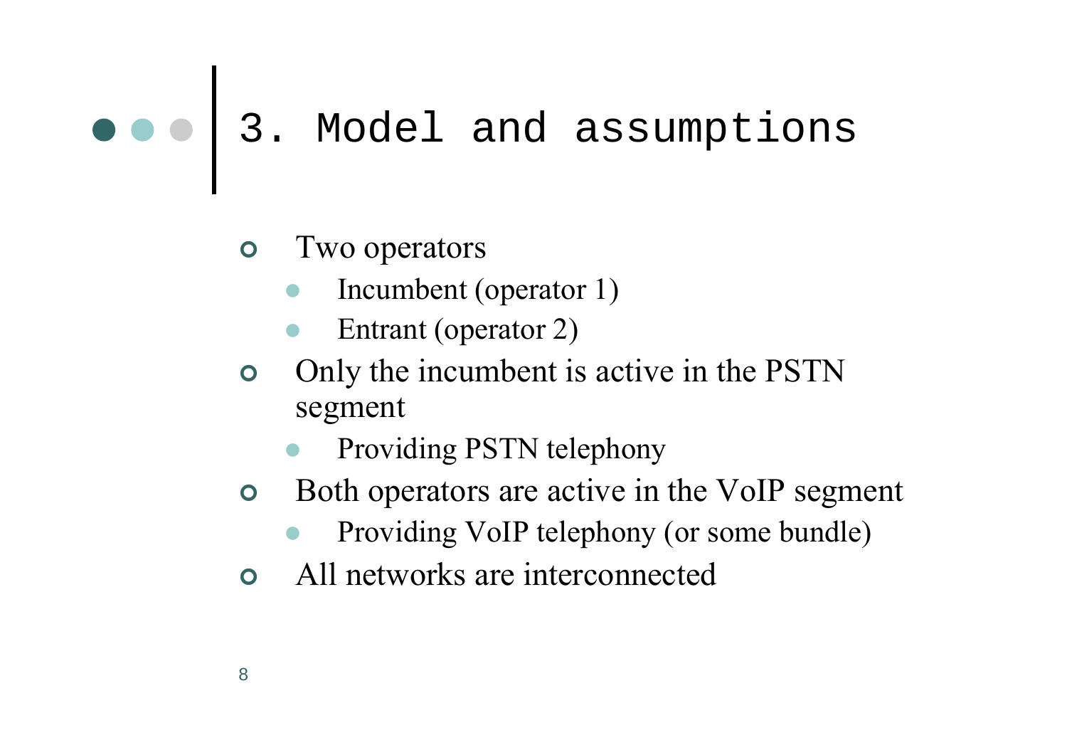# 3. Model and assumptions

- Two operators
  - Incumbent (operator 1)
  - Entrant (operator 2)
- Only the incumbent is active in the PSTN segment
  - Providing PSTN telephony
- Both operators are active in the VoIP segment
  - Providing VoIP telephony (or some bundle)
- All networks are interconnected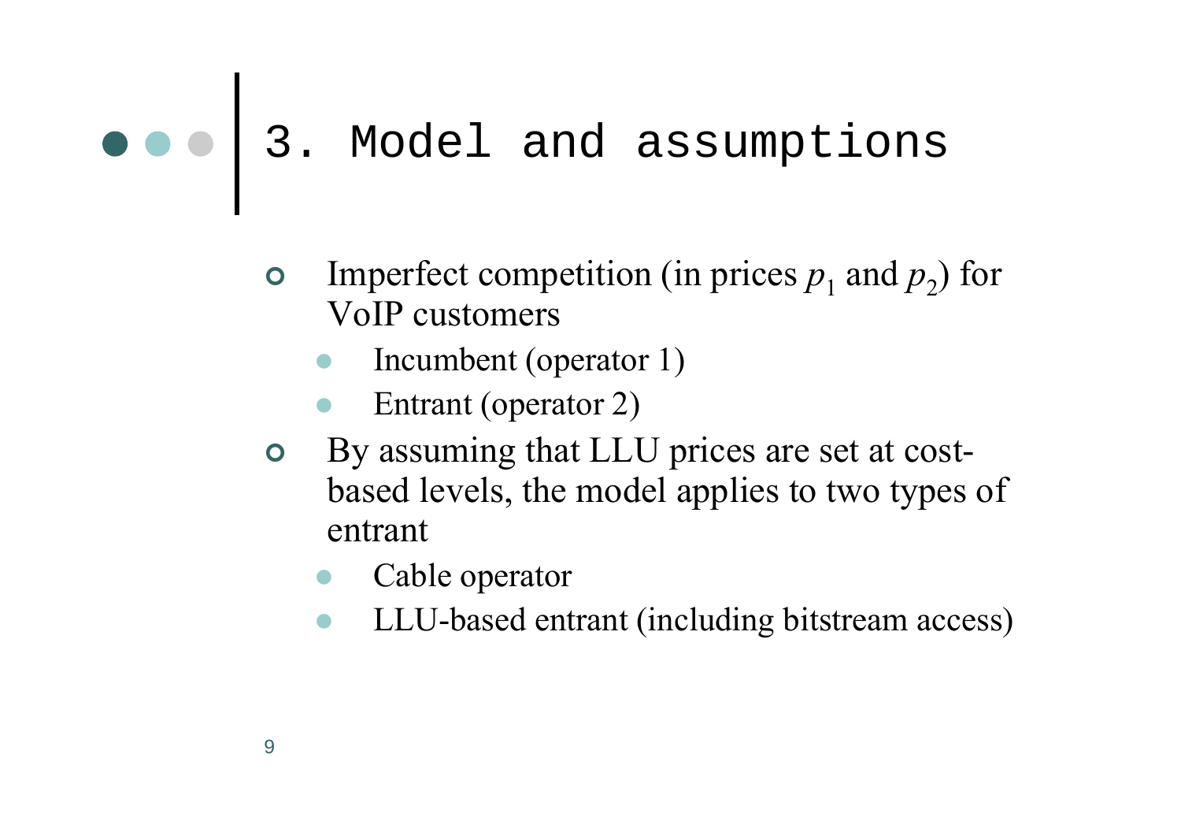# 3. Model and assumptions

- Imperfect competition (in prices $p_1$ and $p_2$) for VoIP customers
  - Incumbent (operator 1)
  - Entrant (operator 2)
- By assuming that LLU prices are set at cost-based levels, the model applies to two types of entrant
  - Cable operator
  - LLU-based entrant (including bitstream access)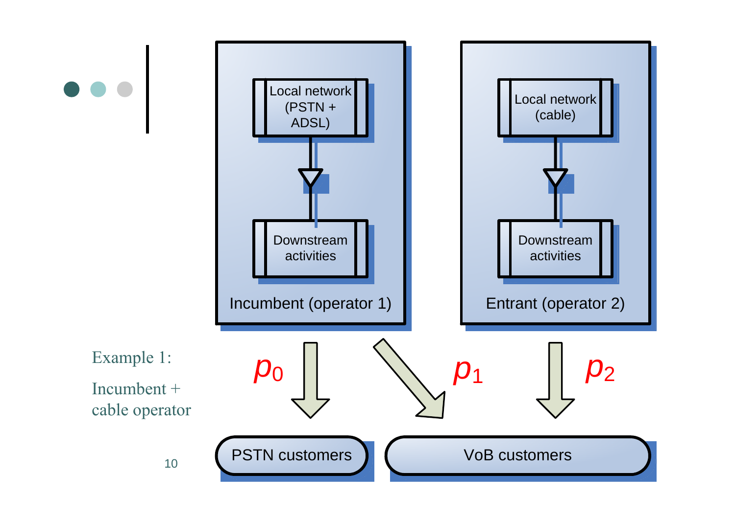Example 1:

Incumbent + cable operator

Incumbent (operator 1)

- Local network (PSTN + ADSL)
- Downstream activities

Entrant (operator 2)

- Local network (cable)
- Downstream activities

$p_0$ → PSTN customers

$p_1$ → VoB customers

$p_2$ → VoB customers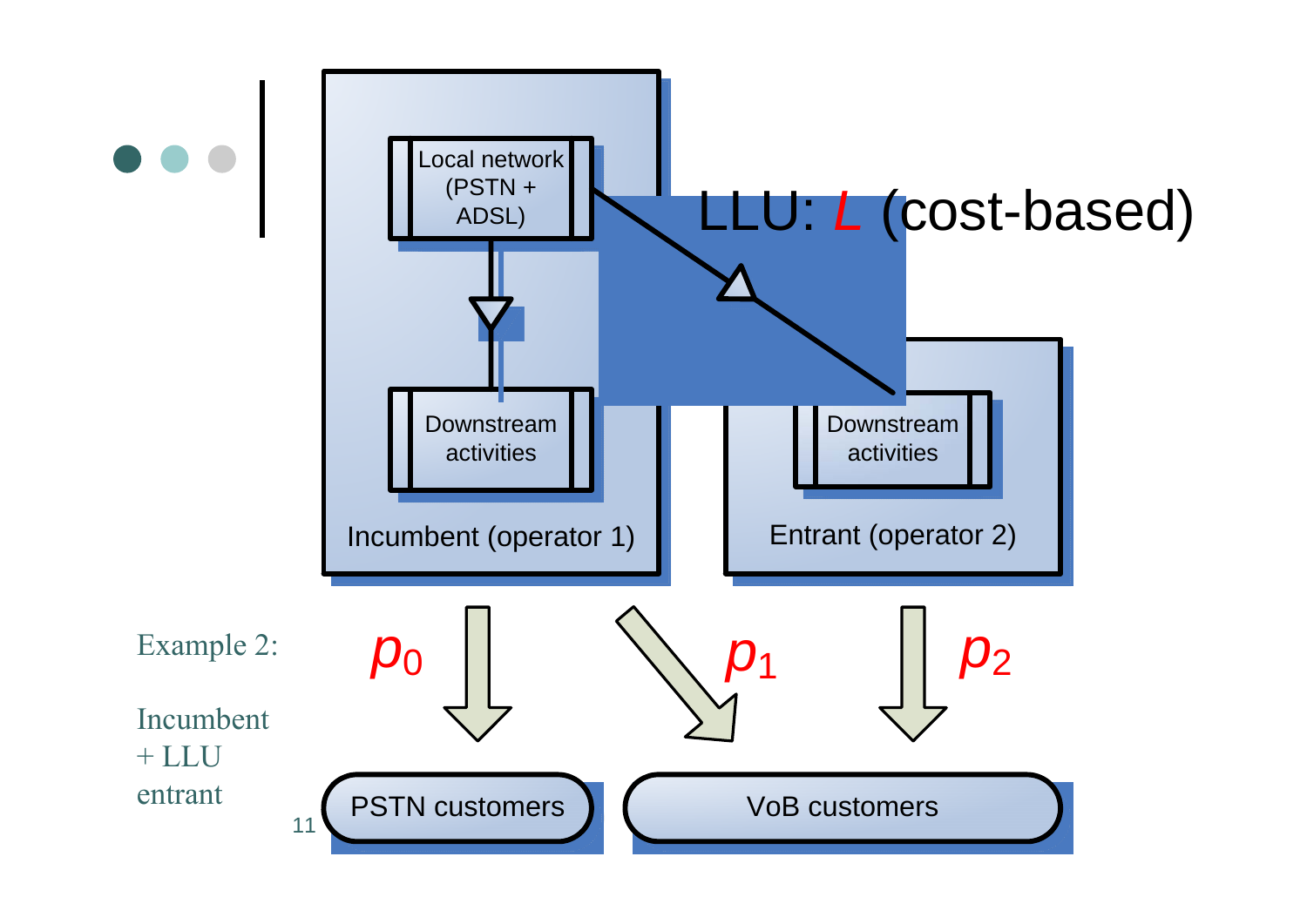Example 2:

Incumbent + LLU entrant

Local network (PSTN + ADSL)

LLU: $L$ (cost-based)

Downstream activities

Incumbent (operator 1)

Downstream activities

Entrant (operator 2)

$p_0$

$p_1$

$p_2$

PSTN customers

VoB customers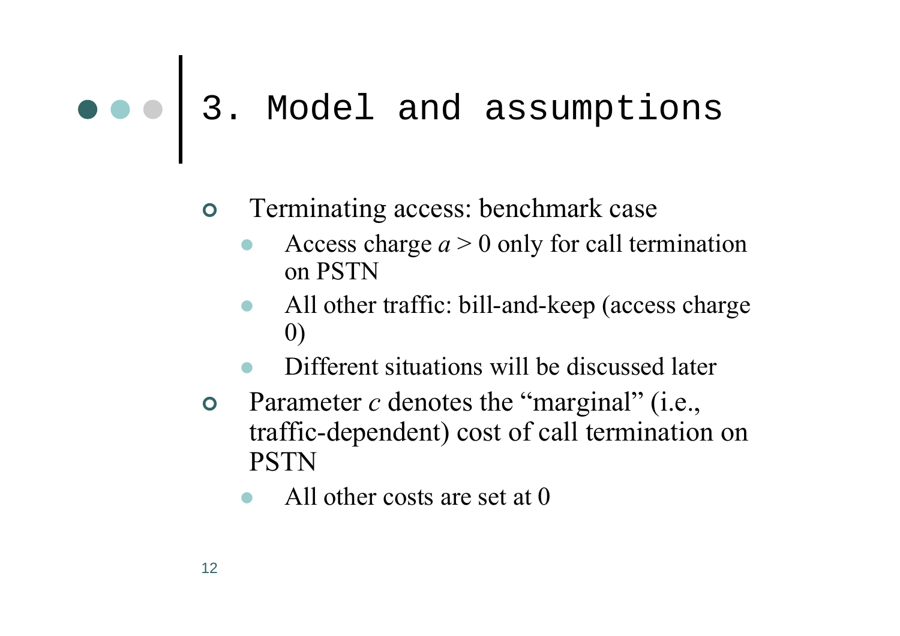# 3. Model and assumptions

- Terminating access: benchmark case
  - Access charge $a > 0$ only for call termination on PSTN
  - All other traffic: bill-and-keep (access charge 0)
  - Different situations will be discussed later
- Parameter $c$ denotes the "marginal" (i.e., traffic-dependent) cost of call termination on PSTN
  - All other costs are set at 0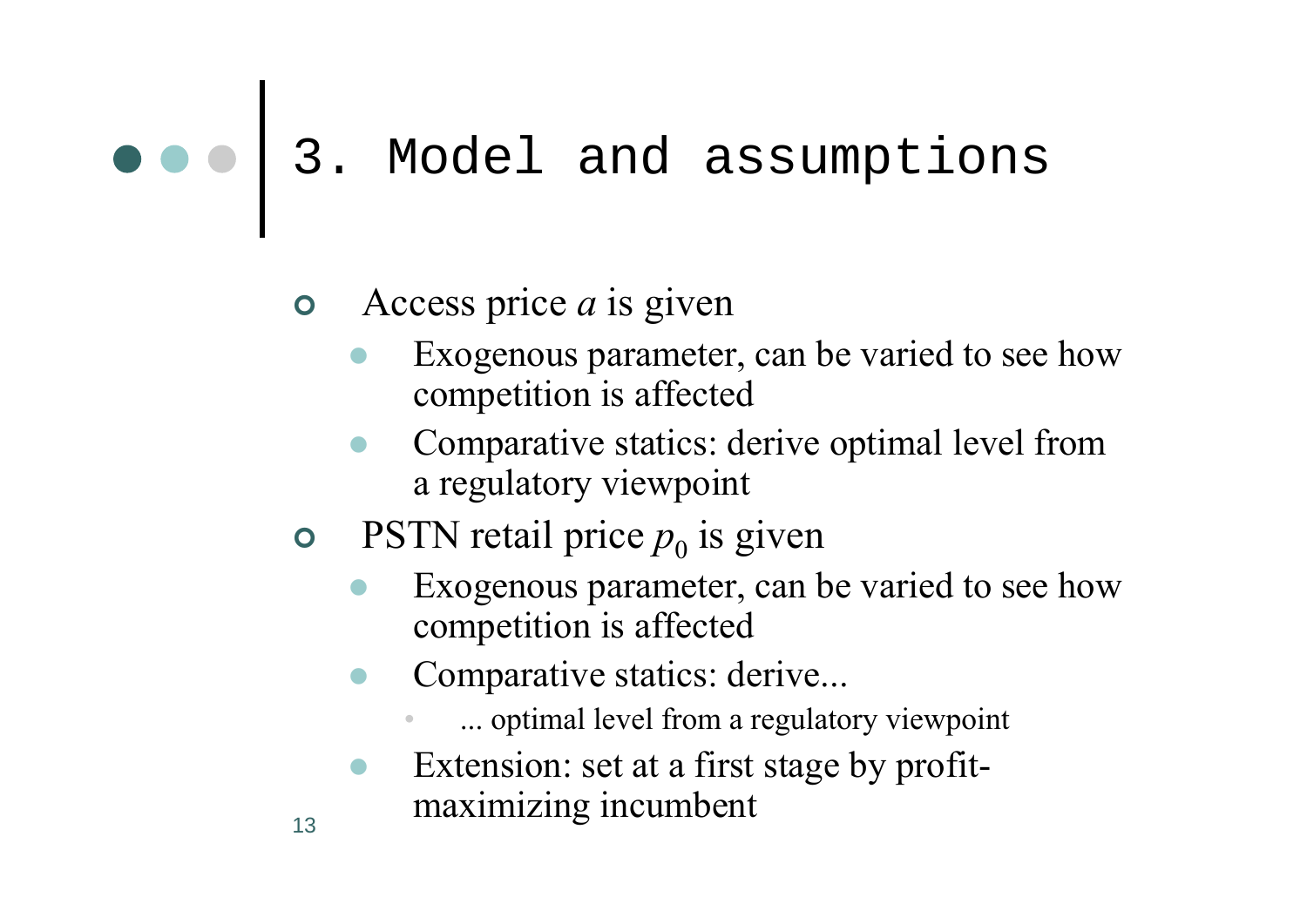# 3. Model and assumptions

- Access price $a$ is given
  - Exogenous parameter, can be varied to see how competition is affected
  - Comparative statics: derive optimal level from a regulatory viewpoint
- PSTN retail price $p_0$ is given
  - Exogenous parameter, can be varied to see how competition is affected
  - Comparative statics: derive...
    - ... optimal level from a regulatory viewpoint
  - Extension: set at a first stage by profit-maximizing incumbent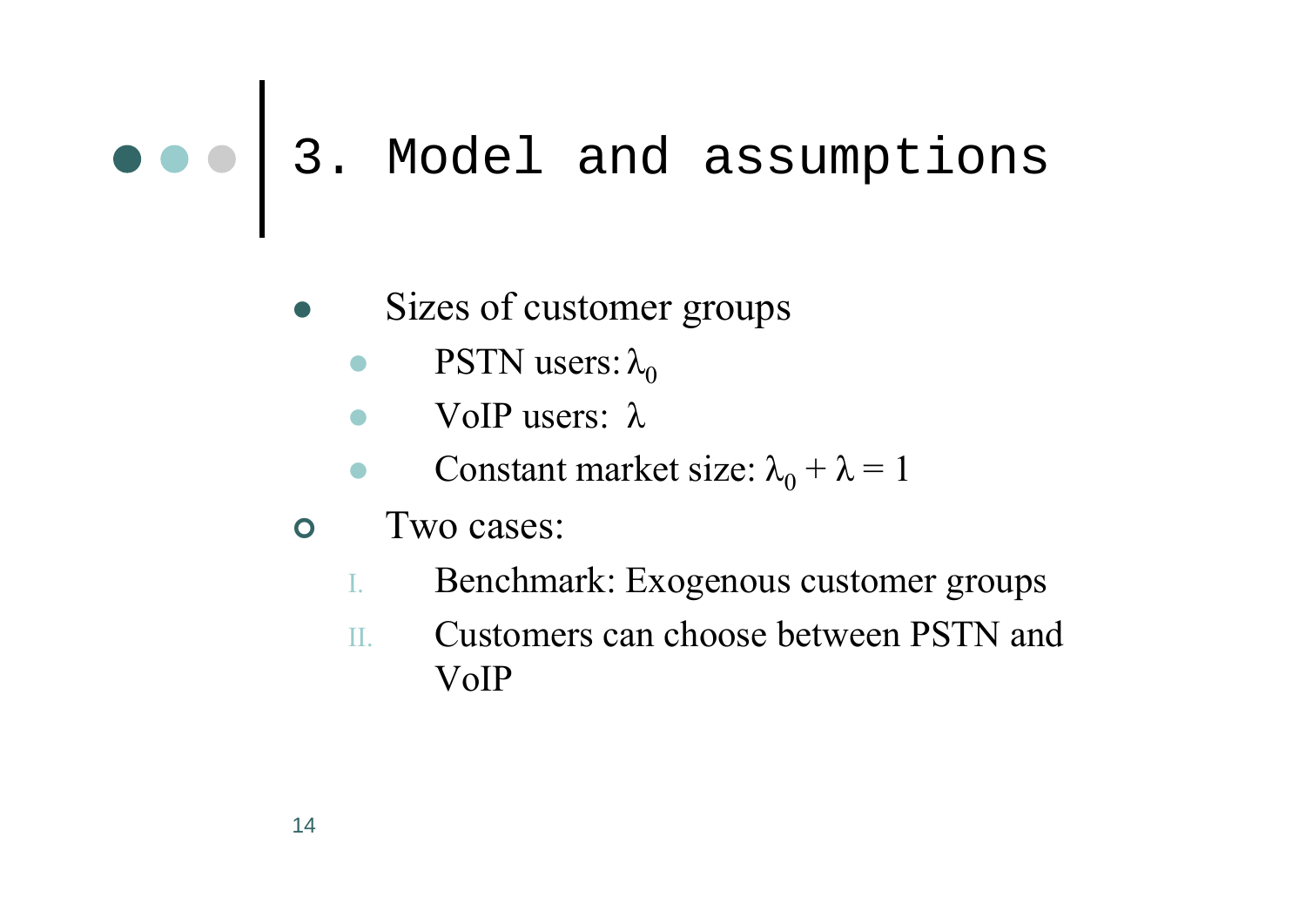# 3. Model and assumptions

- Sizes of customer groups
  - PSTN users: $\lambda_0$
  - VoIP users: $\lambda$
  - Constant market size: $\lambda_0 + \lambda = 1$
- Two cases:
  1. Benchmark: Exogenous customer groups
  2. Customers can choose between PSTN and VoIP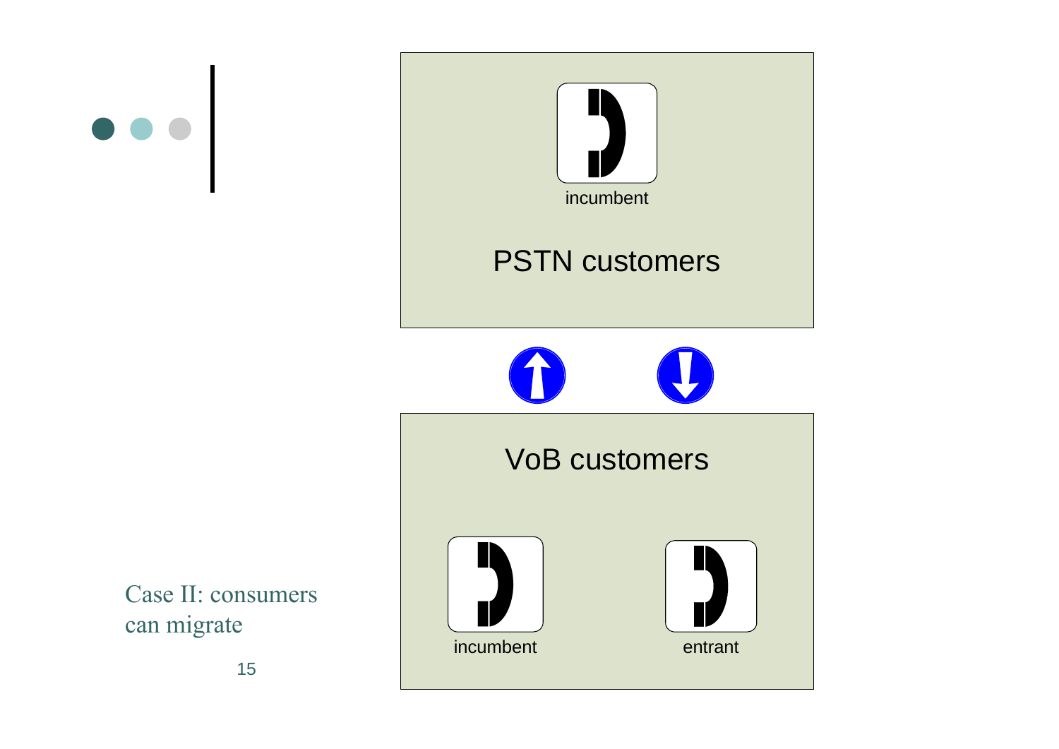Case II: consumers can migrate

incumbent

PSTN customers

VoB customers

incumbent

entrant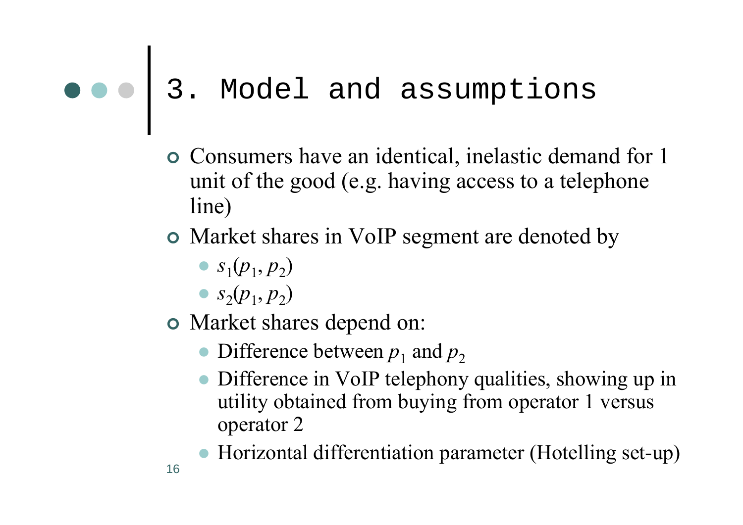# 3. Model and assumptions

- Consumers have an identical, inelastic demand for 1 unit of the good (e.g. having access to a telephone line)
- Market shares in VoIP segment are denoted by
  - $s_1(p_1, p_2)$
  - $s_2(p_1, p_2)$
- Market shares depend on:
  - Difference between $p_1$ and $p_2$
  - Difference in VoIP telephony qualities, showing up in utility obtained from buying from operator 1 versus operator 2
  - Horizontal differentiation parameter (Hotelling set-up)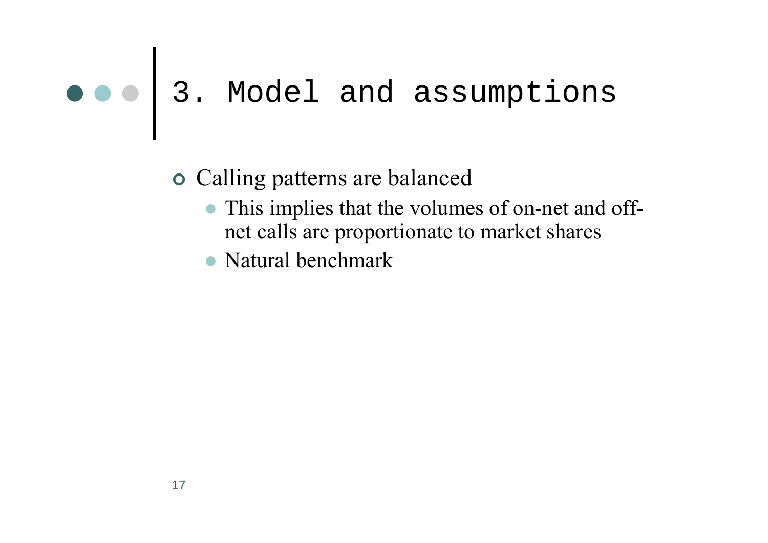# 3. Model and assumptions

- Calling patterns are balanced
  - This implies that the volumes of on-net and off-net calls are proportionate to market shares
  - Natural benchmark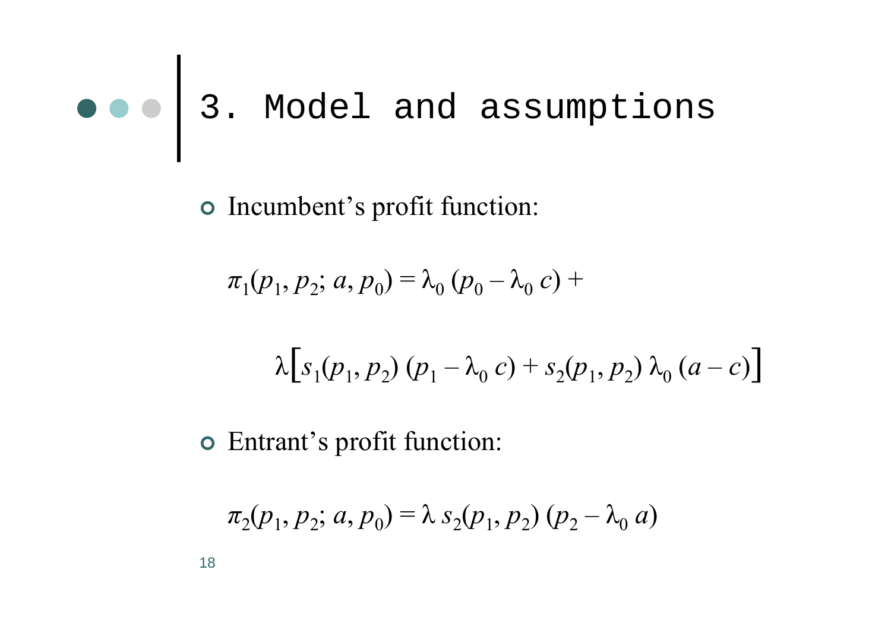# 3. Model and assumptions

- Incumbent's profit function:

$$\pi_1(p_1, p_2; a, p_0) = \lambda_0 (p_0 - \lambda_0 c) +$$

$$\lambda\left[s_1(p_1, p_2) (p_1 - \lambda_0 c) + s_2(p_1, p_2) \lambda_0 (a - c)\right]$$

- Entrant's profit function:

$$\pi_2(p_1, p_2; a, p_0) = \lambda s_2(p_1, p_2) (p_2 - \lambda_0 a)$$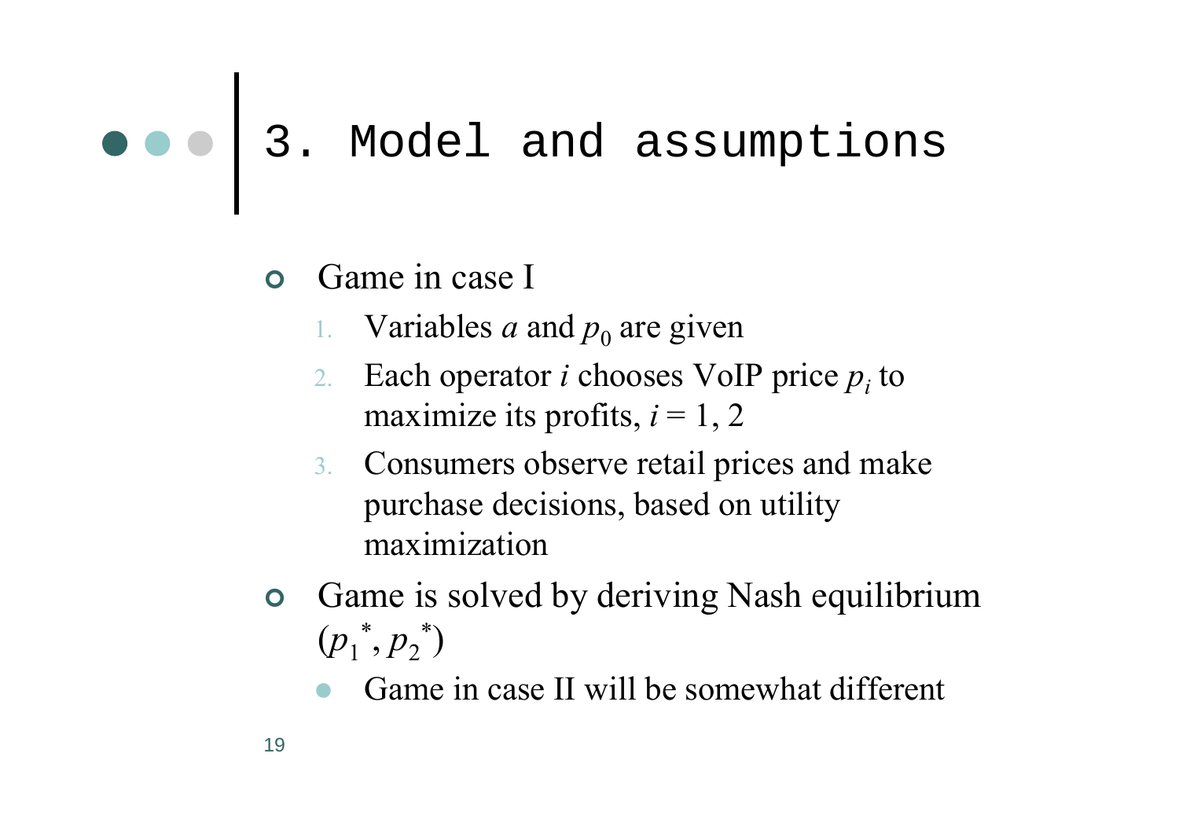# 3. Model and assumptions

- Game in case I
  1. Variables $a$ and $p_0$ are given
  2. Each operator $i$ chooses VoIP price $p_i$ to maximize its profits, $i = 1, 2$
  3. Consumers observe retail prices and make purchase decisions, based on utility maximization
- Game is solved by deriving Nash equilibrium $(p_1^*, p_2^*)$
  - Game in case II will be somewhat different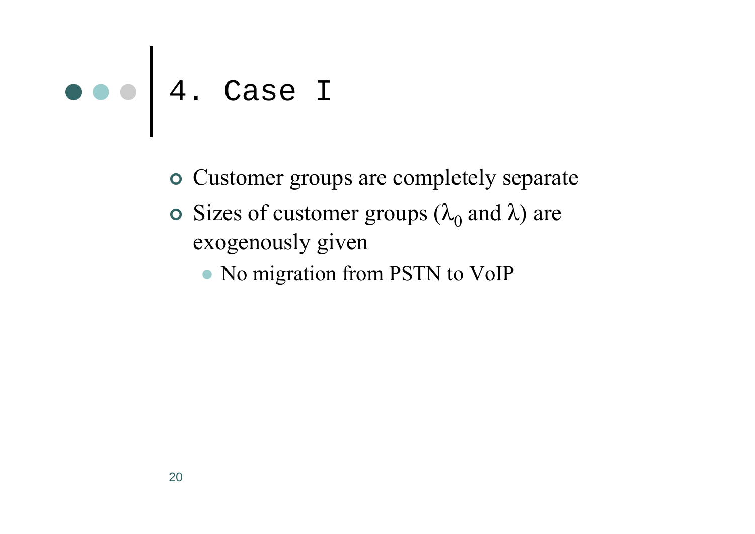# 4. Case I

- Customer groups are completely separate
- Sizes of customer groups ($\lambda_0$ and $\lambda$) are exogenously given
  - No migration from PSTN to VoIP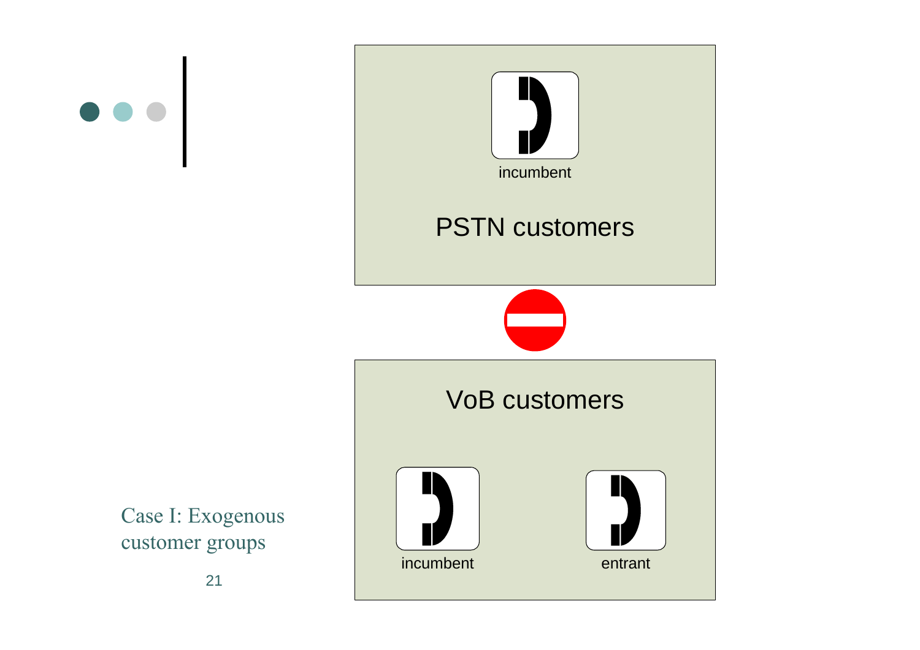## Case I: Exogenous customer groups

incumbent

PSTN customers

VoB customers

incumbent

entrant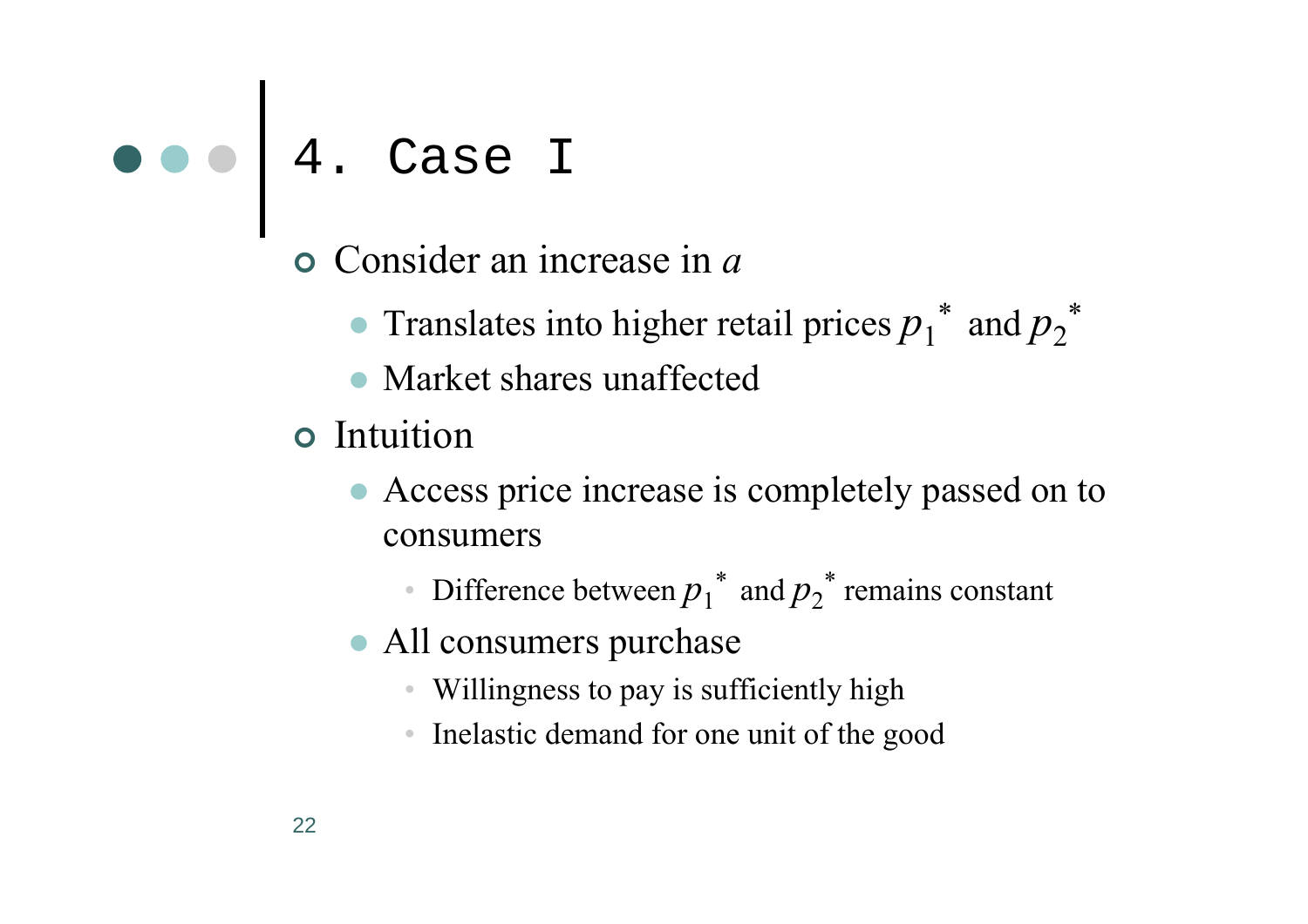# 4. Case I

- Consider an increase in $a$
  - Translates into higher retail prices $p_1^*$ and $p_2^*$
  - Market shares unaffected
- Intuition
  - Access price increase is completely passed on to consumers
    - Difference between $p_1^*$ and $p_2^*$ remains constant
  - All consumers purchase
    - Willingness to pay is sufficiently high
    - Inelastic demand for one unit of the good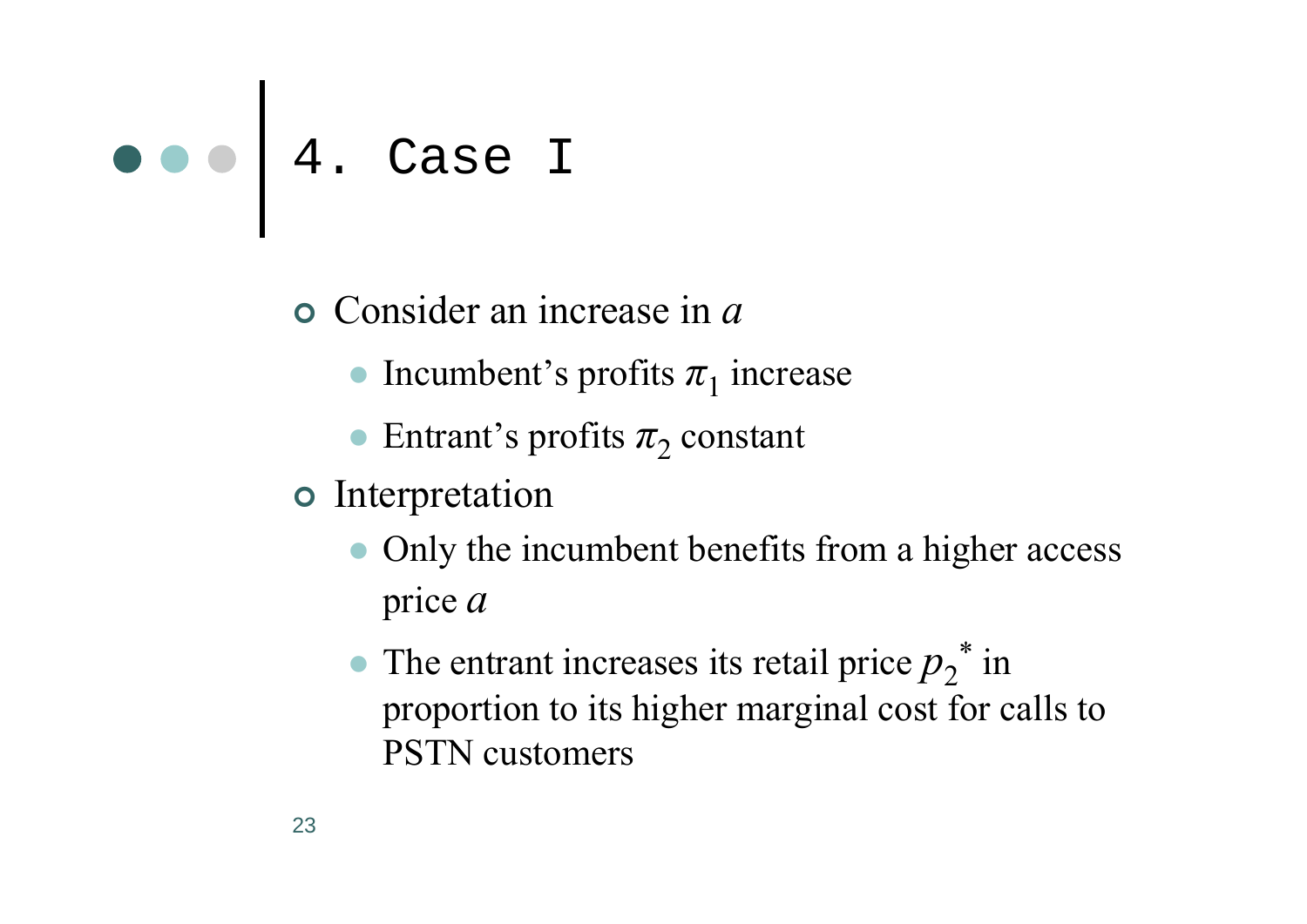# 4. Case I

- Consider an increase in $a$
  - Incumbent's profits $\pi_1$ increase
  - Entrant's profits $\pi_2$ constant
- Interpretation
  - Only the incumbent benefits from a higher access price $a$
  - The entrant increases its retail price $p_2^*$ in proportion to its higher marginal cost for calls to PSTN customers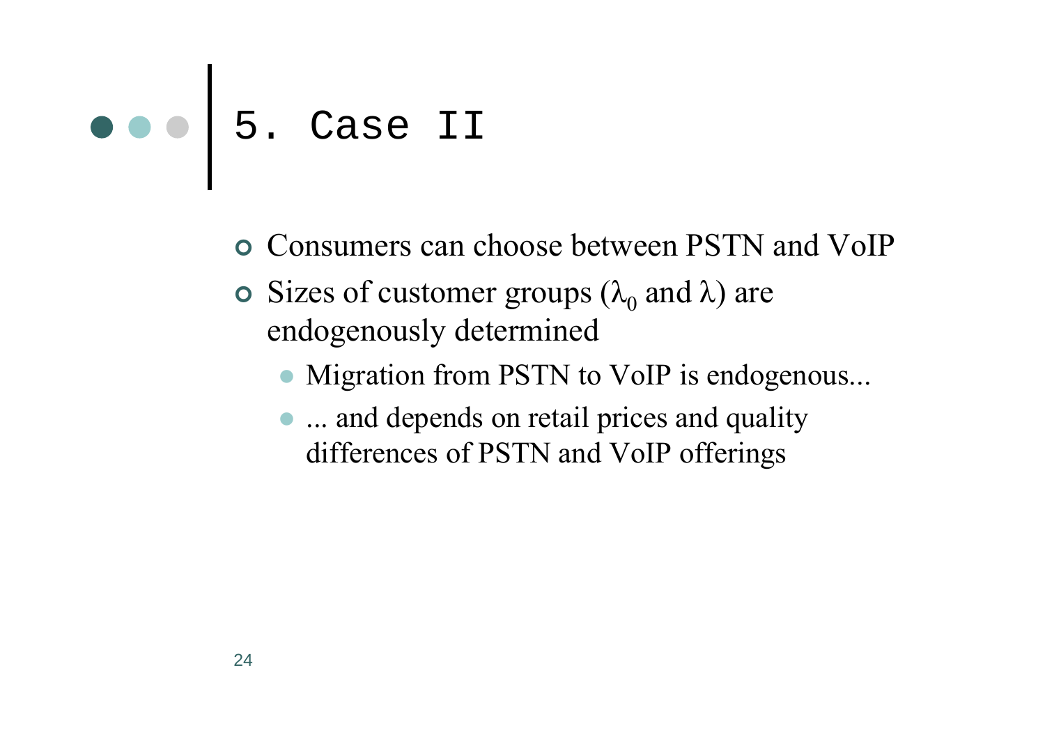# 5. Case II

- Consumers can choose between PSTN and VoIP
- Sizes of customer groups ($\lambda_0$ and $\lambda$) are endogenously determined
  - Migration from PSTN to VoIP is endogenous...
  - ... and depends on retail prices and quality differences of PSTN and VoIP offerings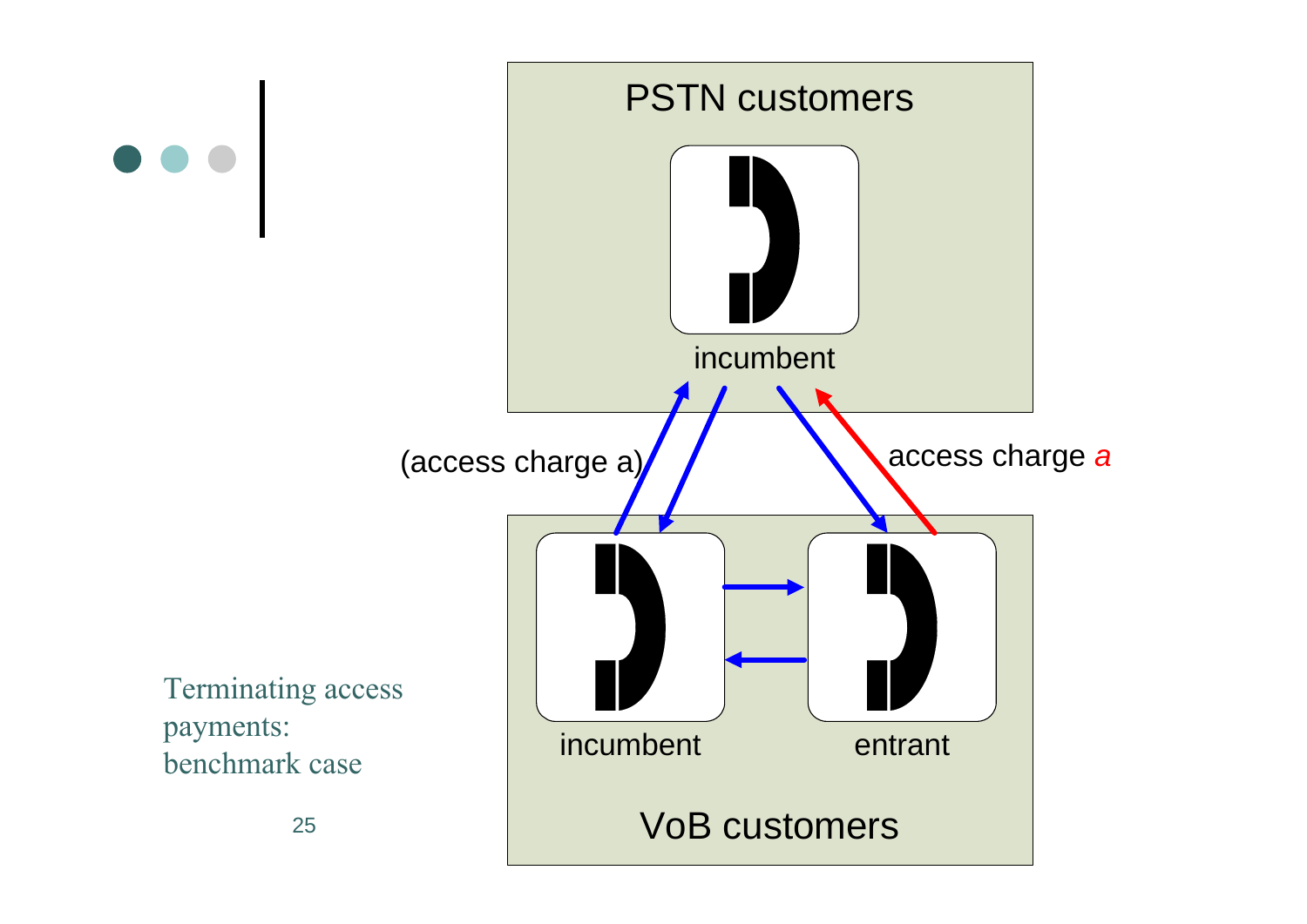## Terminating access payments: benchmark case

PSTN customers

incumbent

(access charge a)

access charge *a*

incumbent

entrant

VoB customers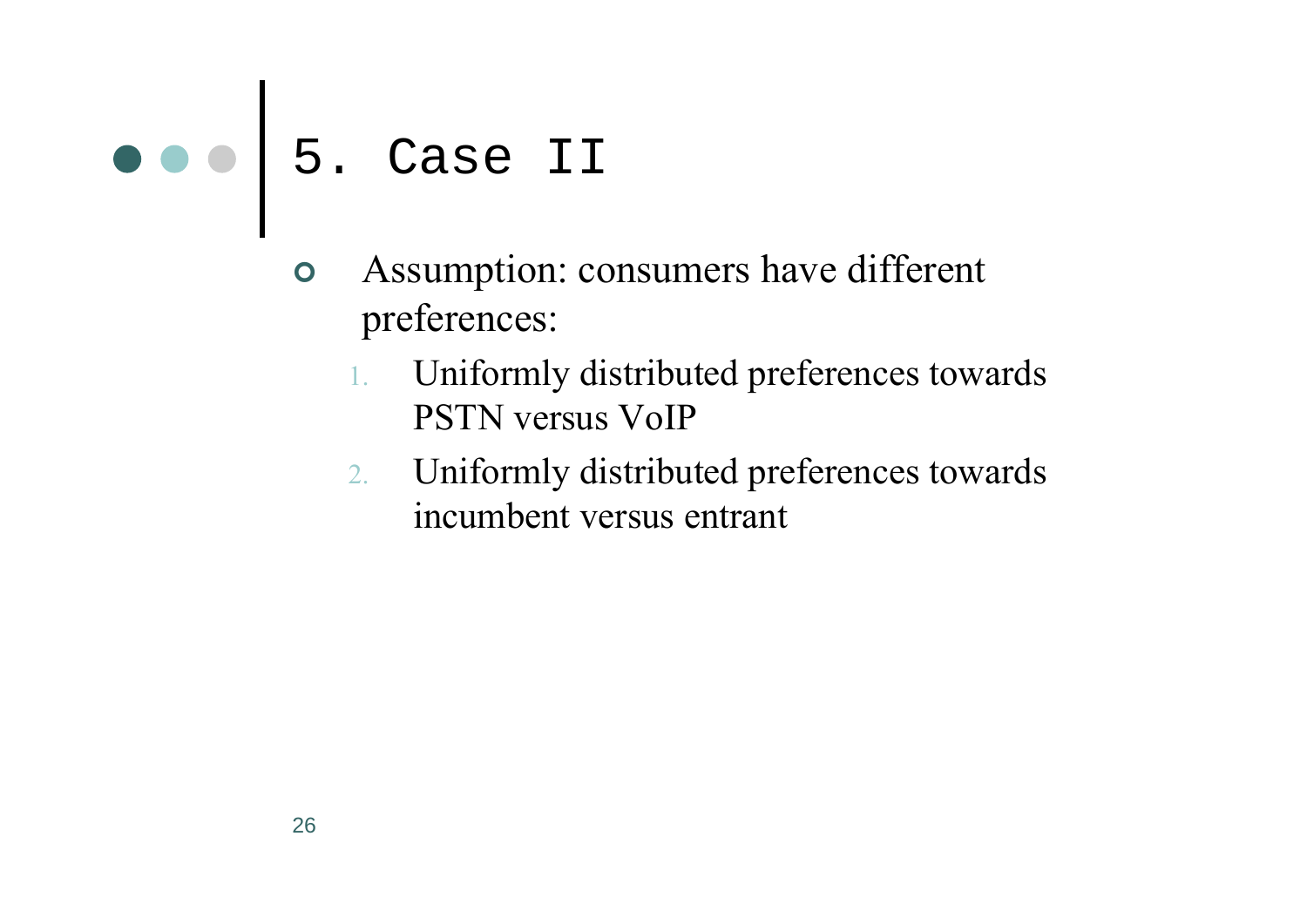# 5. Case II

- Assumption: consumers have different preferences:
  1. Uniformly distributed preferences towards PSTN versus VoIP
  2. Uniformly distributed preferences towards incumbent versus entrant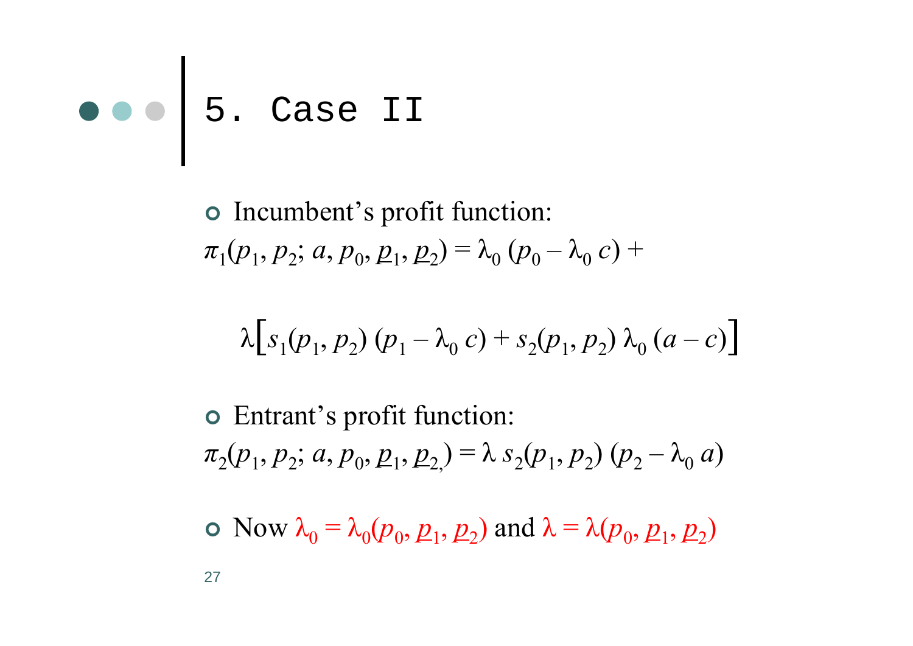# 5. Case II

- Incumbent's profit function:

$$\pi_1(p_1, p_2; a, p_0, \underline{p}_1, \underline{p}_2) = \lambda_0\,(p_0 - \lambda_0\, c) +$$

$$\lambda\Big[s_1(p_1, p_2)\,(p_1 - \lambda_0\, c) + s_2(p_1, p_2)\,\lambda_0\,(a - c)\Big]$$

- Entrant's profit function:

$$\pi_2(p_1, p_2; a, p_0, \underline{p}_1, \underline{p}_2) = \lambda\, s_2(p_1, p_2)\,(p_2 - \lambda_0\, a)$$

- Now $\lambda_0 = \lambda_0(p_0, \underline{p}_1, \underline{p}_2)$ and $\lambda = \lambda(p_0, \underline{p}_1, \underline{p}_2)$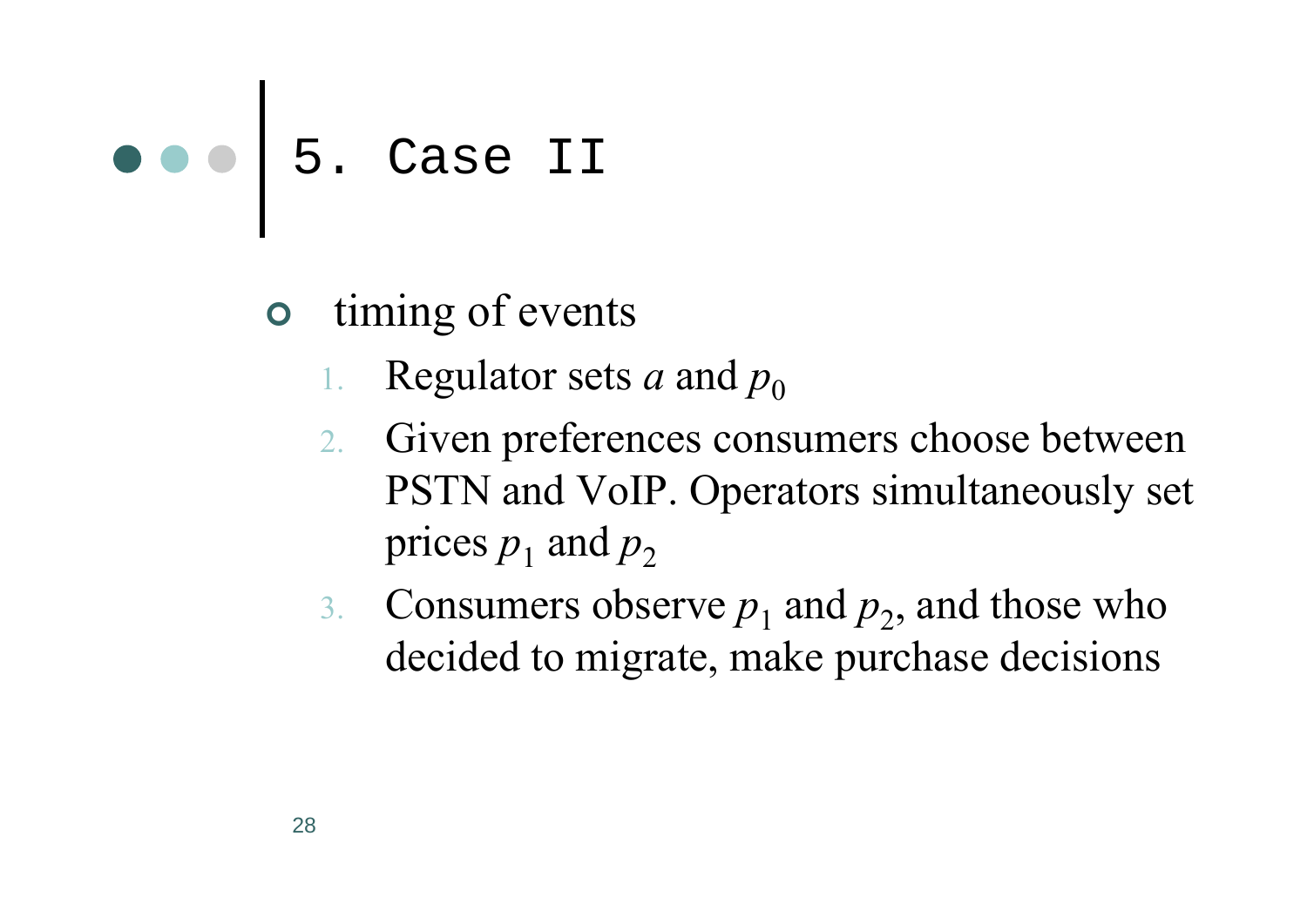# 5. Case II

- timing of events
  1. Regulator sets $a$ and $p_0$
  2. Given preferences consumers choose between PSTN and VoIP. Operators simultaneously set prices $p_1$ and $p_2$
  3. Consumers observe $p_1$ and $p_2$, and those who decided to migrate, make purchase decisions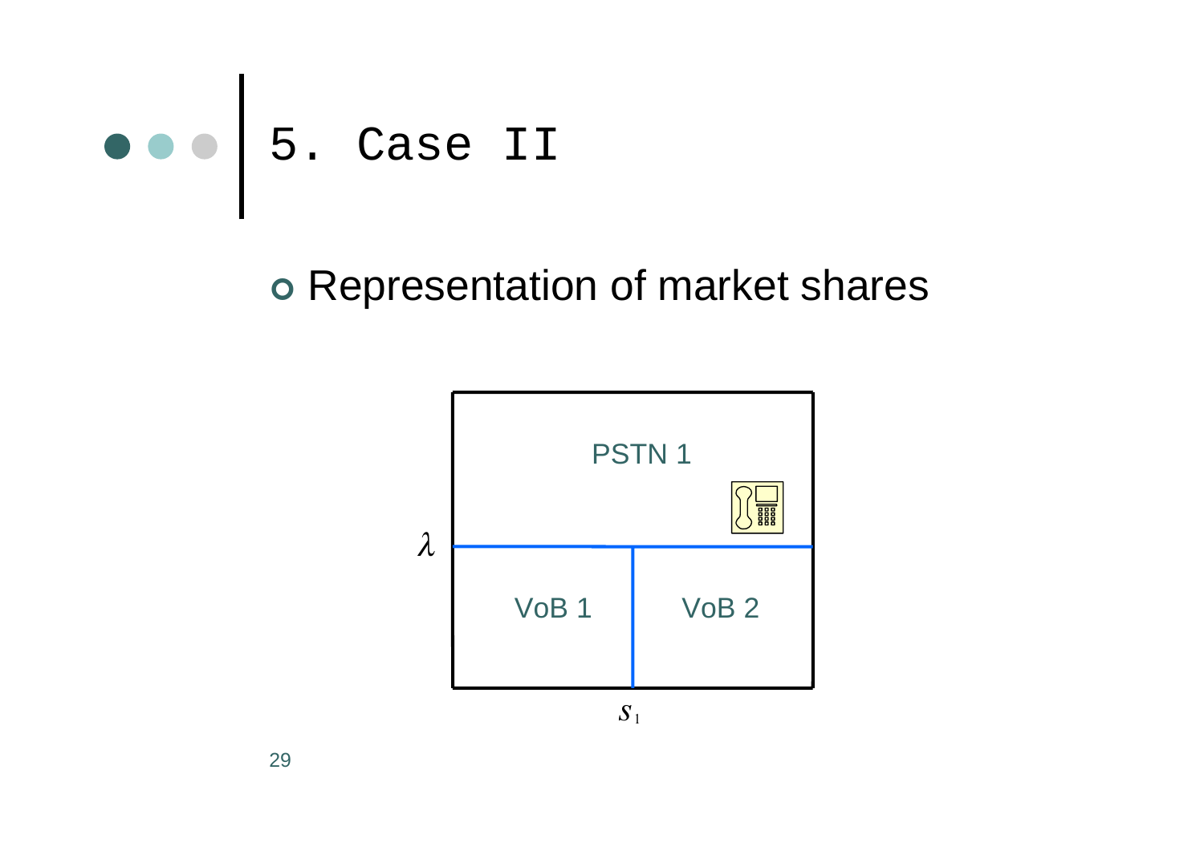# 5. Case II

- Representation of market shares

PSTN 1

$\lambda$

VoB 1 | VoB 2

$s_1$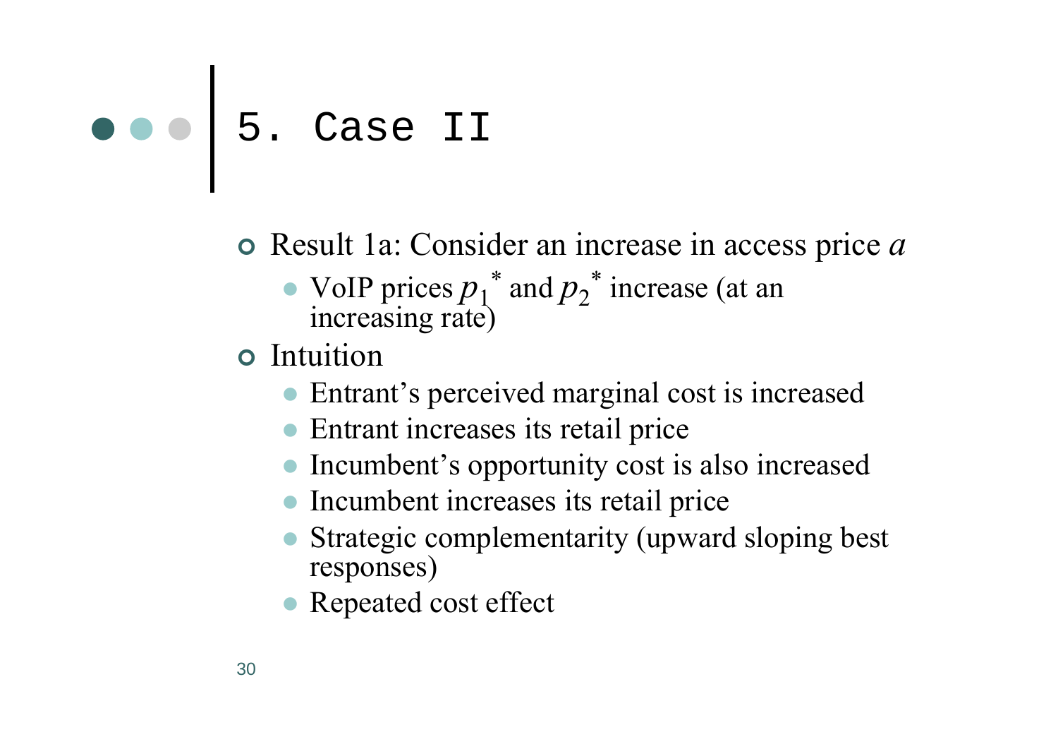# 5. Case II

- Result 1a: Consider an increase in access price $a$
  - VoIP prices $p_1^*$ and $p_2^*$ increase (at an increasing rate)
- Intuition
  - Entrant's perceived marginal cost is increased
  - Entrant increases its retail price
  - Incumbent's opportunity cost is also increased
  - Incumbent increases its retail price
  - Strategic complementarity (upward sloping best responses)
  - Repeated cost effect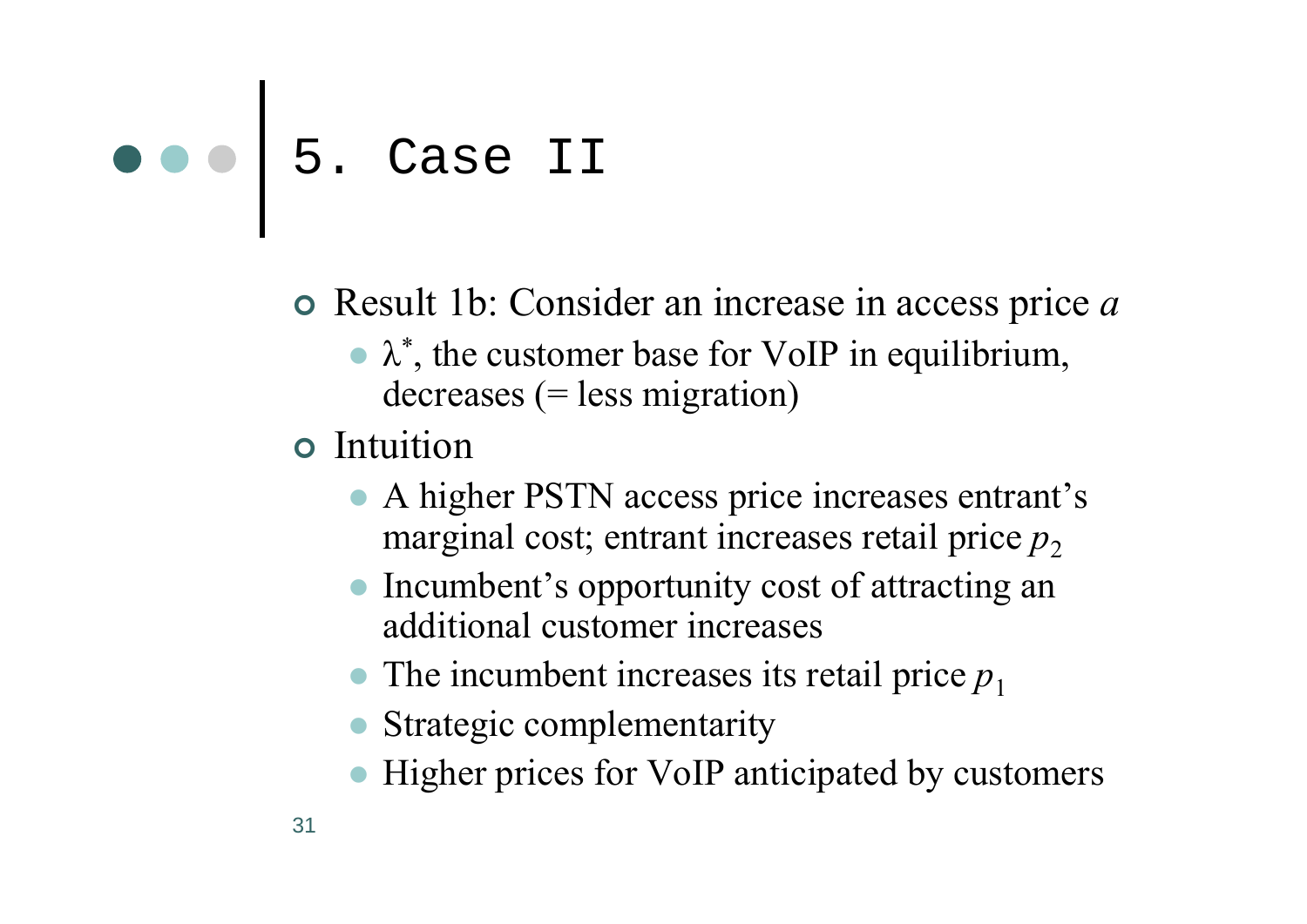# 5. Case II

- Result 1b: Consider an increase in access price $a$
  - $\lambda^*$, the customer base for VoIP in equilibrium, decreases (= less migration)
- Intuition
  - A higher PSTN access price increases entrant's marginal cost; entrant increases retail price $p_2$
  - Incumbent's opportunity cost of attracting an additional customer increases
  - The incumbent increases its retail price $p_1$
  - Strategic complementarity
  - Higher prices for VoIP anticipated by customers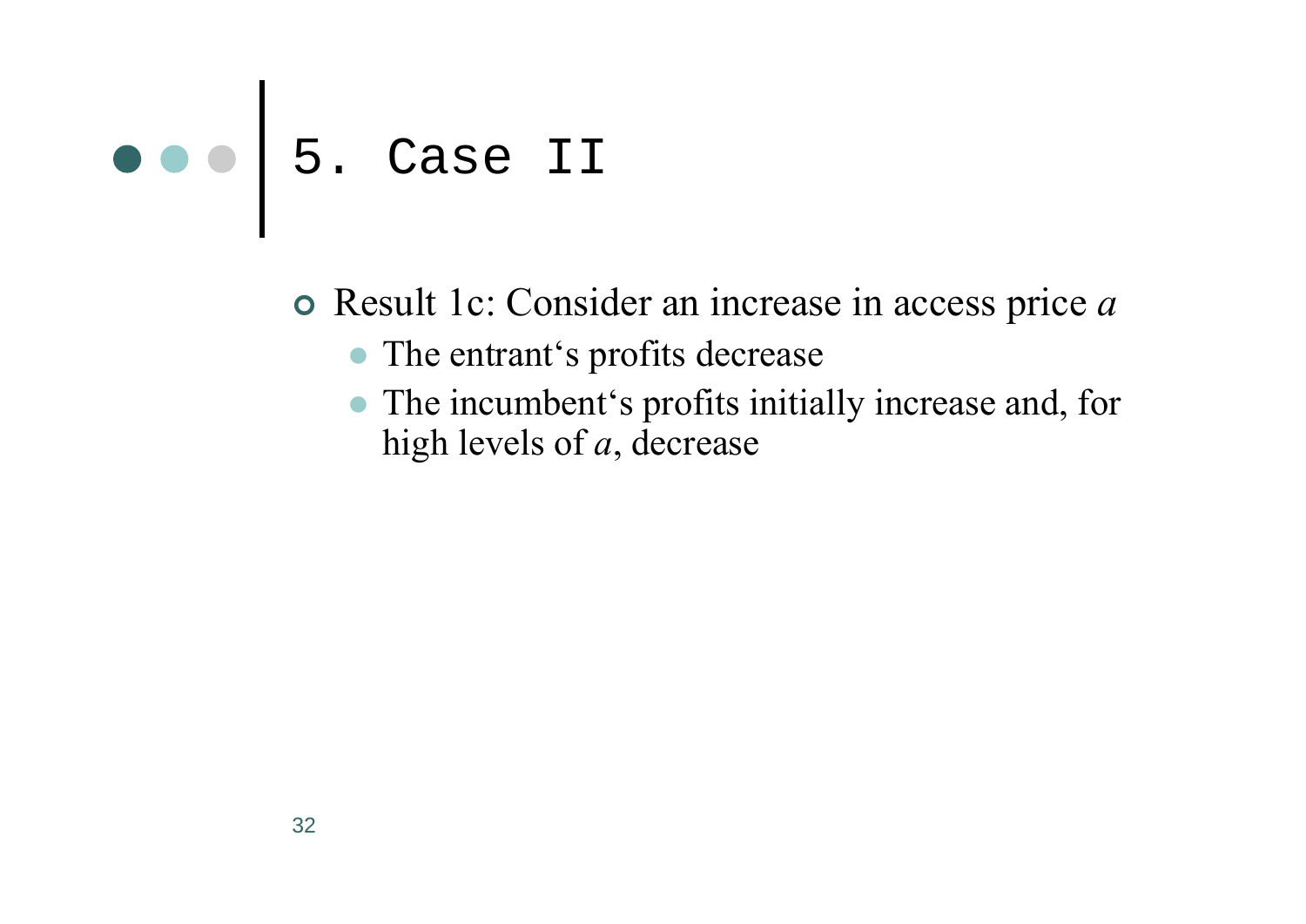# 5. Case II

- Result 1c: Consider an increase in access price $a$
  - The entrant‘s profits decrease
  - The incumbent‘s profits initially increase and, for high levels of $a$, decrease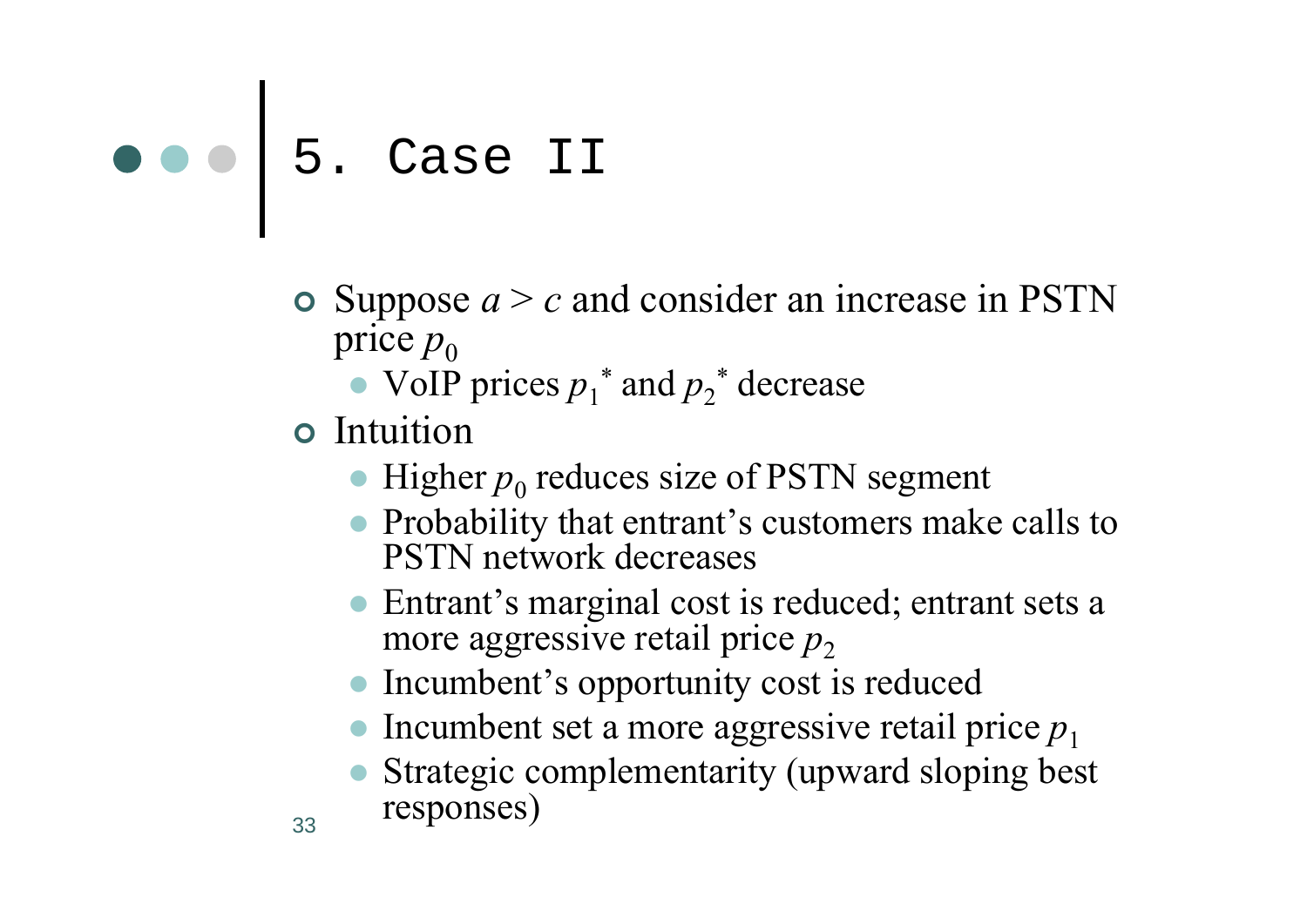# 5. Case II

- Suppose $a > c$ and consider an increase in PSTN price $p_0$
  - VoIP prices $p_1^*$ and $p_2^*$ decrease
- Intuition
  - Higher $p_0$ reduces size of PSTN segment
  - Probability that entrant's customers make calls to PSTN network decreases
  - Entrant's marginal cost is reduced; entrant sets a more aggressive retail price $p_2$
  - Incumbent's opportunity cost is reduced
  - Incumbent set a more aggressive retail price $p_1$
  - Strategic complementarity (upward sloping best responses)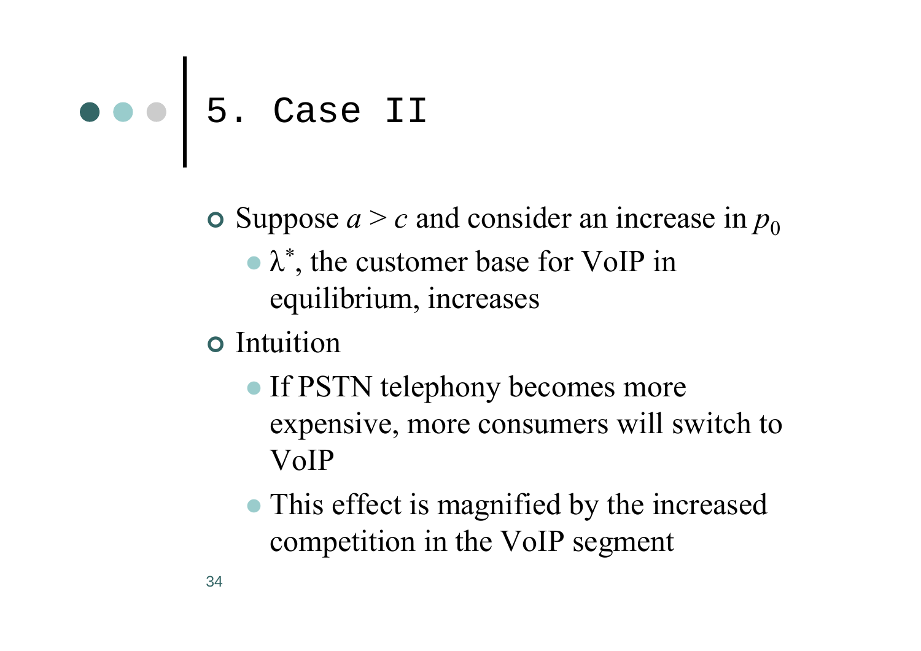# 5. Case II

- Suppose $a > c$ and consider an increase in $p_0$
  - $\lambda^*$, the customer base for VoIP in equilibrium, increases
- Intuition
  - If PSTN telephony becomes more expensive, more consumers will switch to VoIP
  - This effect is magnified by the increased competition in the VoIP segment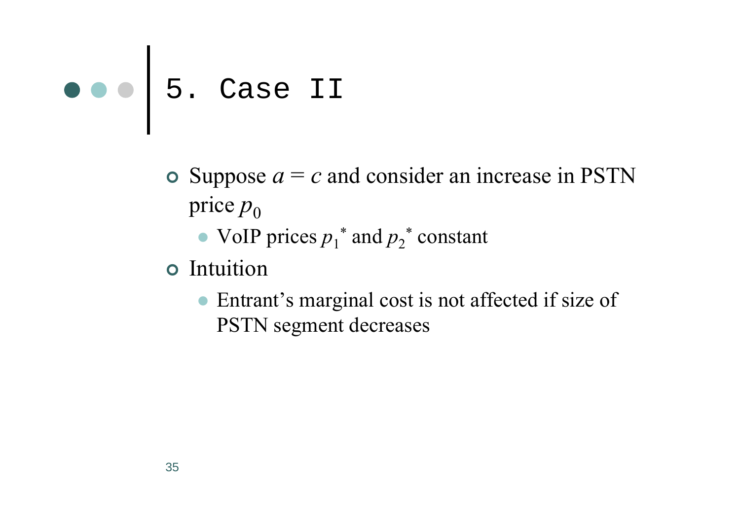# 5. Case II

- Suppose $a = c$ and consider an increase in PSTN price $p_0$
  - VoIP prices $p_1^*$ and $p_2^*$ constant
- Intuition
  - Entrant's marginal cost is not affected if size of PSTN segment decreases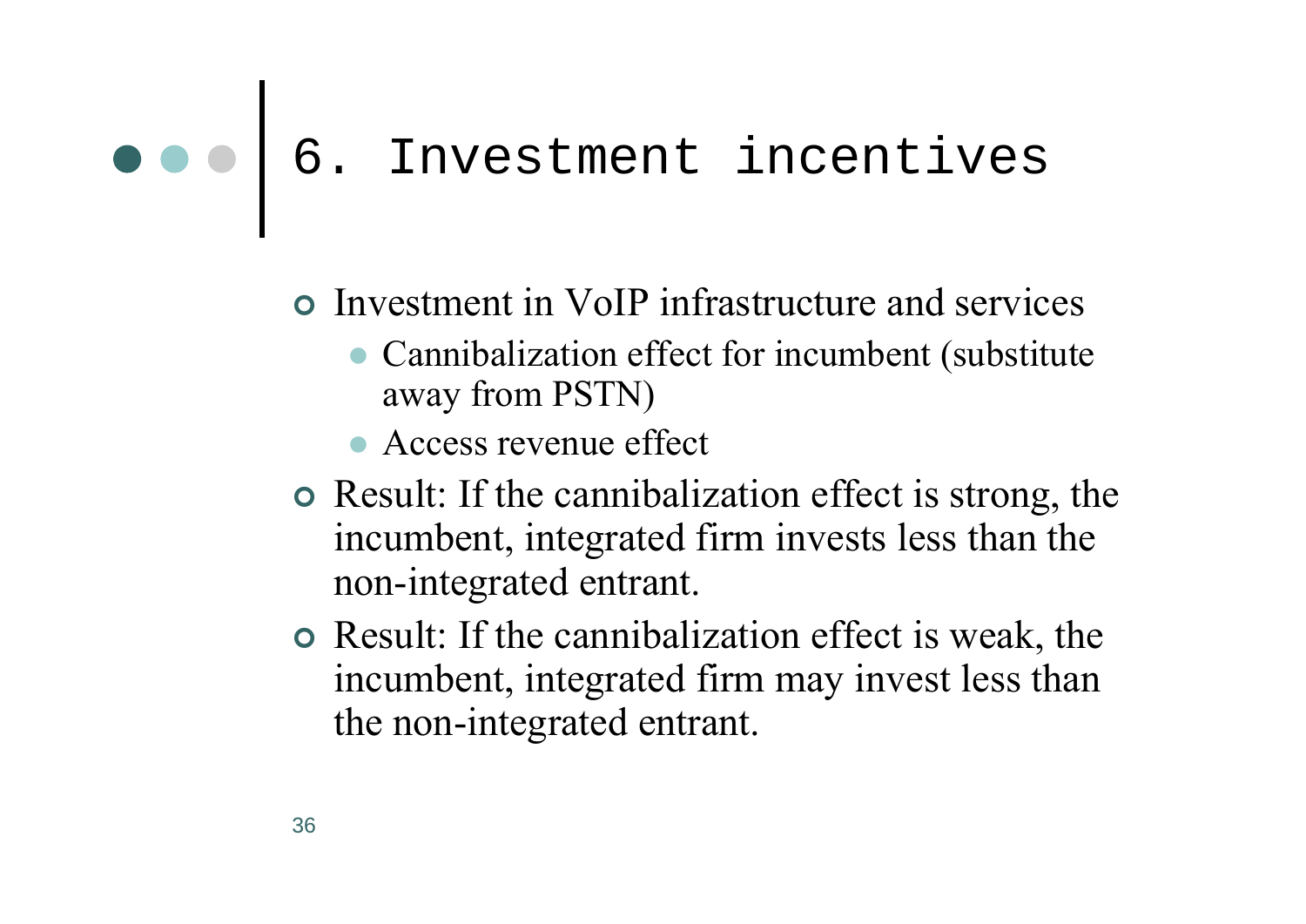# 6. Investment incentives

- Investment in VoIP infrastructure and services
  - Cannibalization effect for incumbent (substitute away from PSTN)
  - Access revenue effect
- Result: If the cannibalization effect is strong, the incumbent, integrated firm invests less than the non-integrated entrant.
- Result: If the cannibalization effect is weak, the incumbent, integrated firm may invest less than the non-integrated entrant.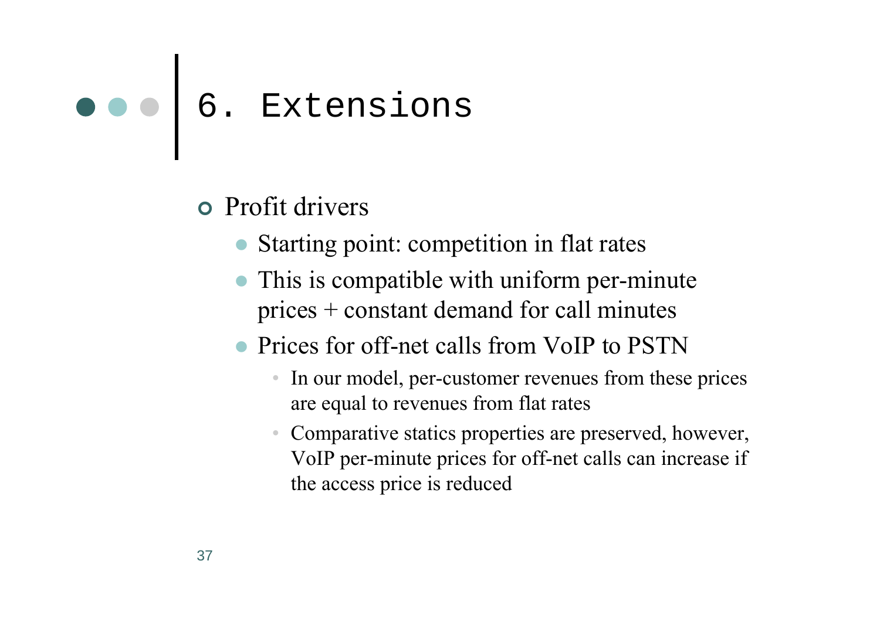# 6. Extensions

- Profit drivers
  - Starting point: competition in flat rates
  - This is compatible with uniform per-minute prices + constant demand for call minutes
  - Prices for off-net calls from VoIP to PSTN
    - In our model, per-customer revenues from these prices are equal to revenues from flat rates
    - Comparative statics properties are preserved, however, VoIP per-minute prices for off-net calls can increase if the access price is reduced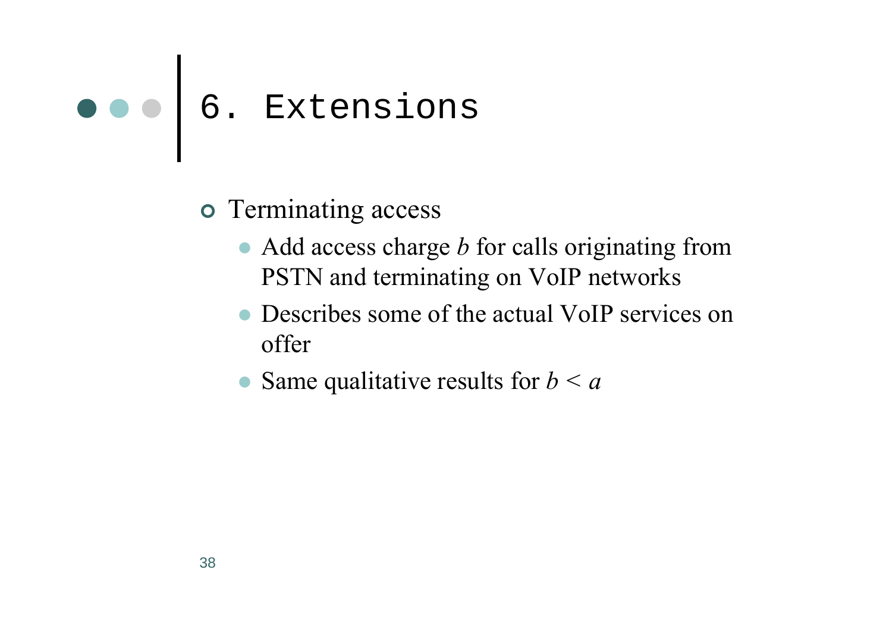# 6. Extensions

- Terminating access
  - Add access charge $b$ for calls originating from PSTN and terminating on VoIP networks
  - Describes some of the actual VoIP services on offer
  - Same qualitative results for $b < a$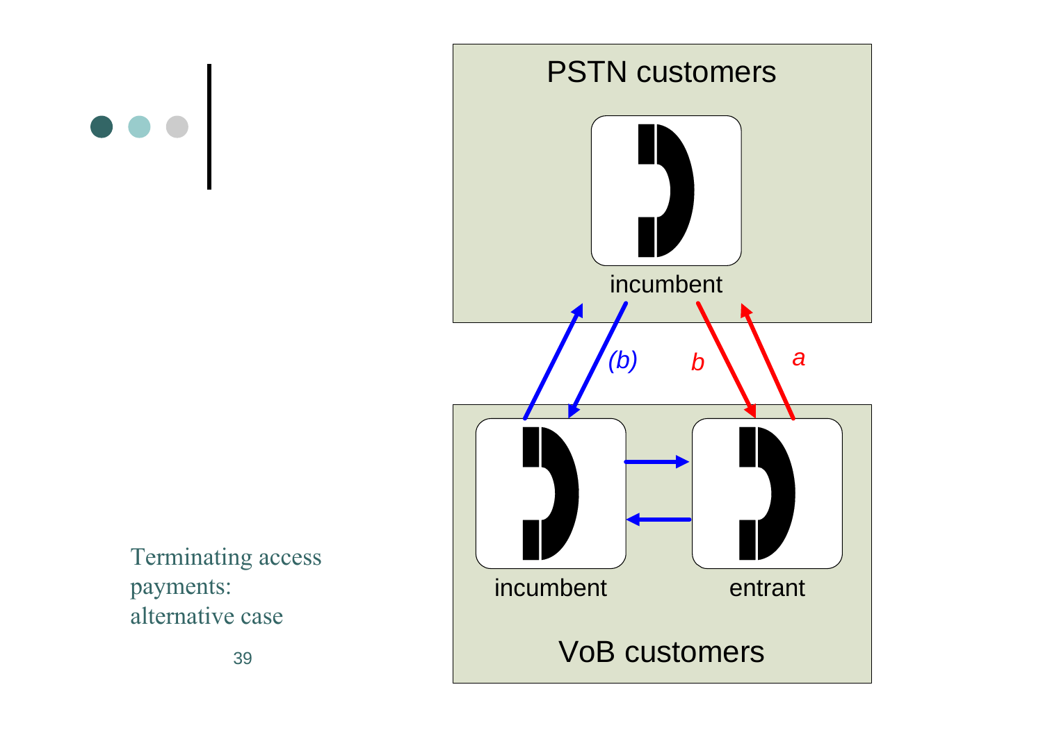Terminating access payments: alternative case

PSTN customers

incumbent

(b)

b

a

incumbent

entrant

VoB customers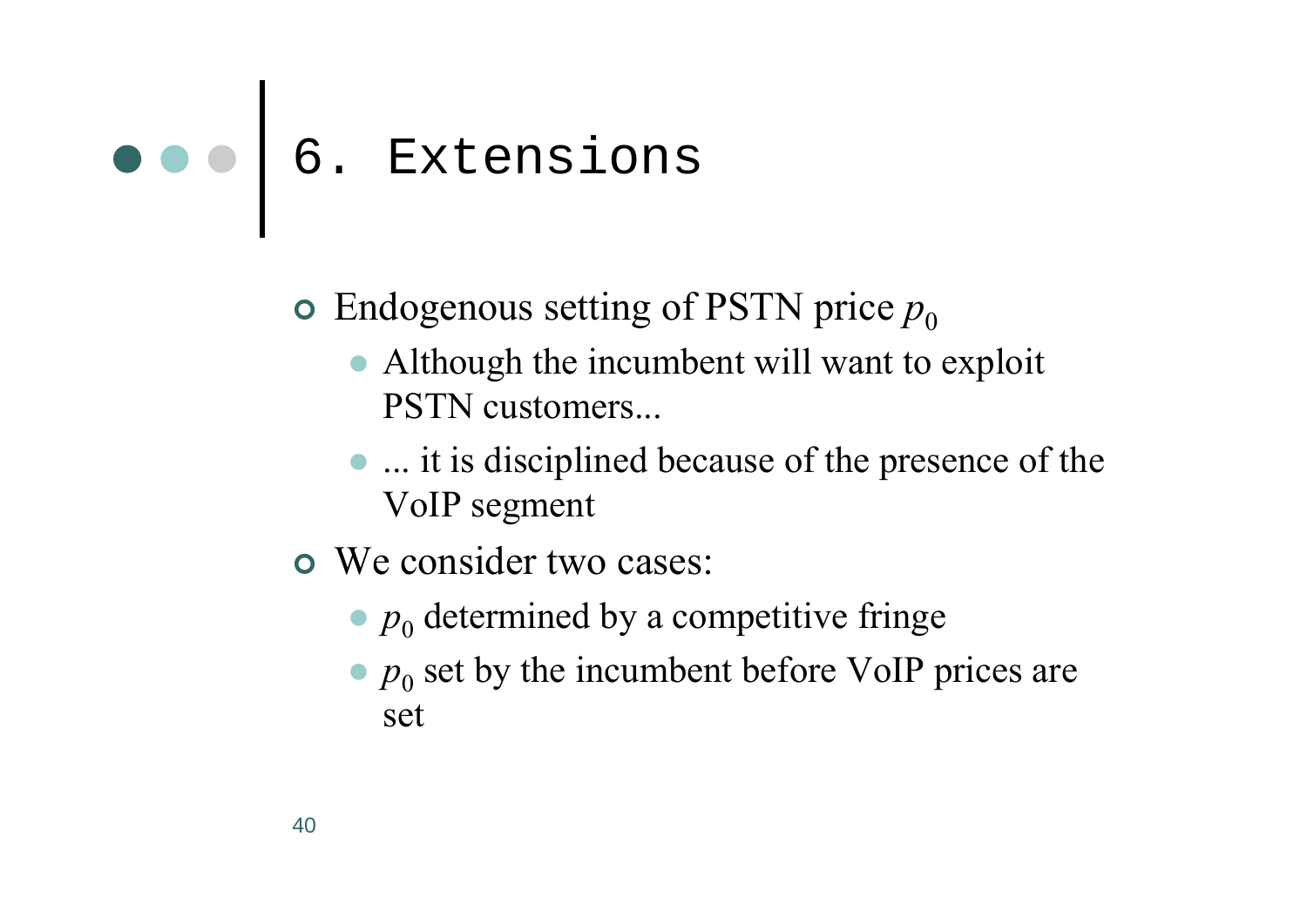# 6. Extensions

- Endogenous setting of PSTN price $p_0$
  - Although the incumbent will want to exploit PSTN customers...
  - ... it is disciplined because of the presence of the VoIP segment
- We consider two cases:
  - $p_0$ determined by a competitive fringe
  - $p_0$ set by the incumbent before VoIP prices are set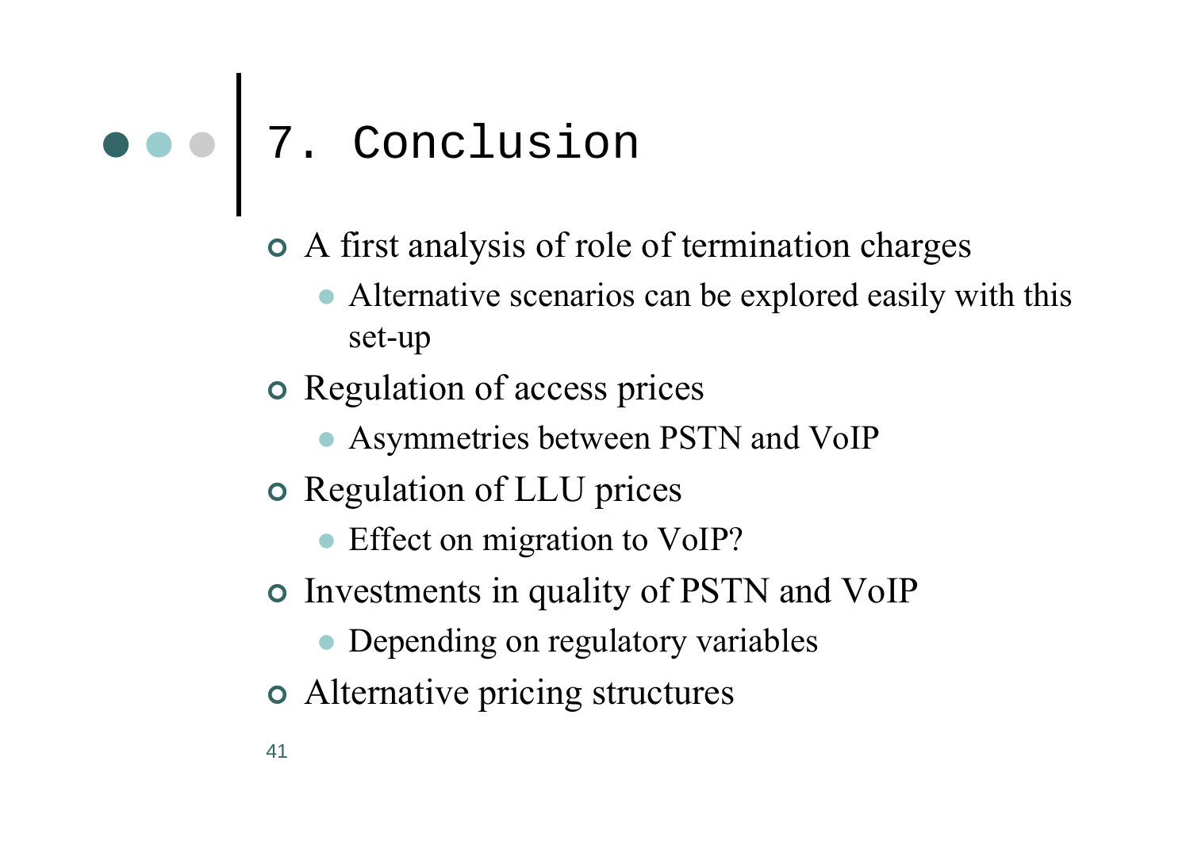# 7. Conclusion

- A first analysis of role of termination charges
  - Alternative scenarios can be explored easily with this set-up
- Regulation of access prices
  - Asymmetries between PSTN and VoIP
- Regulation of LLU prices
  - Effect on migration to VoIP?
- Investments in quality of PSTN and VoIP
  - Depending on regulatory variables
- Alternative pricing structures